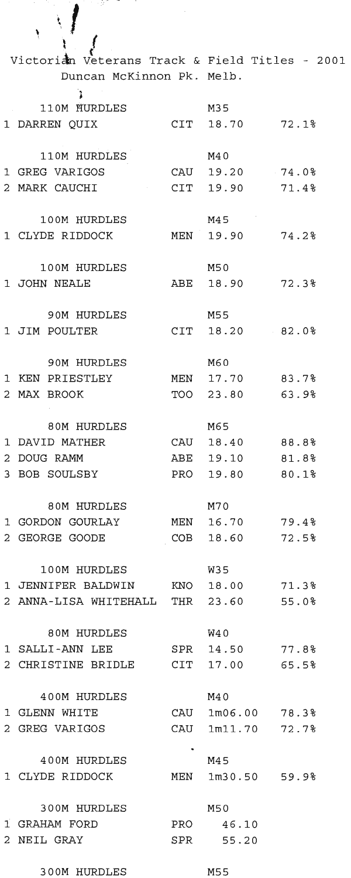# Victorian Veterans Track & Field Titles - 2001

Duncan McKinnon Pk. Melb.

**110M HURDLES** M35

| Place | Name | Club | Time | % |
|---|---|---|---|---|
| 1 | DARREN QUIX | CIT | 18.70 | 72.1% |

**110M HURDLES** M40

| Place | Name | Club | Time | % |
|---|---|---|---|---|
| 1 | GREG VARIGOS | CAU | 19.20 | 74.0% |
| 2 | MARK CAUCHI | CIT | 19.90 | 71.4% |

**100M HURDLES** M45

| Place | Name | Club | Time | % |
|---|---|---|---|---|
| 1 | CLYDE RIDDOCK | MEN | 19.90 | 74.2% |

**100M HURDLES** M50

| Place | Name | Club | Time | % |
|---|---|---|---|---|
| 1 | JOHN NEALE | ABE | 18.90 | 72.3% |

**90M HURDLES** M55

| Place | Name | Club | Time | % |
|---|---|---|---|---|
| 1 | JIM POULTER | CIT | 18.20 | 82.0% |

**90M HURDLES** M60

| Place | Name | Club | Time | % |
|---|---|---|---|---|
| 1 | KEN PRIESTLEY | MEN | 17.70 | 83.7% |
| 2 | MAX BROOK | TOO | 23.80 | 63.9% |

**80M HURDLES** M65

| Place | Name | Club | Time | % |
|---|---|---|---|---|
| 1 | DAVID MATHER | CAU | 18.40 | 88.8% |
| 2 | DOUG RAMM | ABE | 19.10 | 81.8% |
| 3 | BOB SOULSBY | PRO | 19.80 | 80.1% |

**80M HURDLES** M70

| Place | Name | Club | Time | % |
|---|---|---|---|---|
| 1 | GORDON GOURLAY | MEN | 16.70 | 79.4% |
| 2 | GEORGE GOODE | COB | 18.60 | 72.5% |

**100M HURDLES** W35

| Place | Name | Club | Time | % |
|---|---|---|---|---|
| 1 | JENNIFER BALDWIN | KNO | 18.00 | 71.3% |
| 2 | ANNA-LISA WHITEHALL | THR | 23.60 | 55.0% |

**80M HURDLES** W40

| Place | Name | Club | Time | % |
|---|---|---|---|---|
| 1 | SALLI-ANN LEE | SPR | 14.50 | 77.8% |
| 2 | CHRISTINE BRIDLE | CIT | 17.00 | 65.5% |

**400M HURDLES** M40

| Place | Name | Club | Time | % |
|---|---|---|---|---|
| 1 | GLENN WHITE | CAU | 1m06.00 | 78.3% |
| 2 | GREG VARIGOS | CAU | 1m11.70 | 72.7% |

**400M HURDLES** M45

| Place | Name | Club | Time | % |
|---|---|---|---|---|
| 1 | CLYDE RIDDOCK | MEN | 1m30.50 | 59.9% |

**300M HURDLES** M50

| Place | Name | Club | Time | % |
|---|---|---|---|---|
| 1 | GRAHAM FORD | PRO | 46.10 | |
| 2 | NEIL GRAY | SPR | 55.20 | |

**300M HURDLES** M55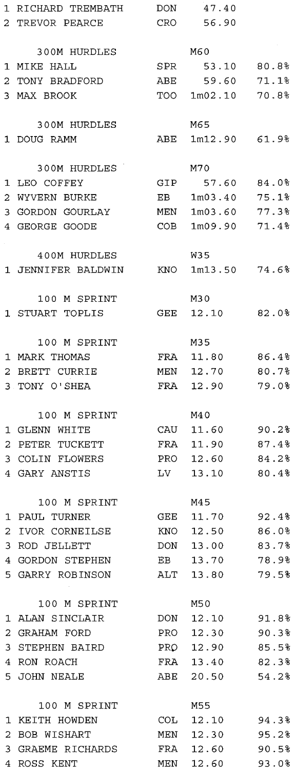| Place | Name | Club | Time | Age Grade |
|---|---|---|---|---|
| 1 | RICHARD TREMBATH | DON | 47.40 | |
| 2 | TREVOR PEARCE | CRO | 56.90 | |

### 300M HURDLES — M60

| Place | Name | Club | Time | Age Grade |
|---|---|---|---|---|
| 1 | MIKE HALL | SPR | 53.10 | 80.8% |
| 2 | TONY BRADFORD | ABE | 59.60 | 71.1% |
| 3 | MAX BROOK | TOO | 1m02.10 | 70.8% |

### 300M HURDLES — M65

| Place | Name | Club | Time | Age Grade |
|---|---|---|---|---|
| 1 | DOUG RAMM | ABE | 1m12.90 | 61.9% |

### 300M HURDLES — M70

| Place | Name | Club | Time | Age Grade |
|---|---|---|---|---|
| 1 | LEO COFFEY | GIP | 57.60 | 84.0% |
| 2 | WYVERN BURKE | EB | 1m03.40 | 75.1% |
| 3 | GORDON GOURLAY | MEN | 1m03.60 | 77.3% |
| 4 | GEORGE GOODE | COB | 1m09.90 | 71.4% |

### 400M HURDLES — W35

| Place | Name | Club | Time | Age Grade |
|---|---|---|---|---|
| 1 | JENNIFER BALDWIN | KNO | 1m13.50 | 74.6% |

### 100 M SPRINT — M30

| Place | Name | Club | Time | Age Grade |
|---|---|---|---|---|
| 1 | STUART TOPLIS | GEE | 12.10 | 82.0% |

### 100 M SPRINT — M35

| Place | Name | Club | Time | Age Grade |
|---|---|---|---|---|
| 1 | MARK THOMAS | FRA | 11.80 | 86.4% |
| 2 | BRETT CURRIE | MEN | 12.70 | 80.7% |
| 3 | TONY O'SHEA | FRA | 12.90 | 79.0% |

### 100 M SPRINT — M40

| Place | Name | Club | Time | Age Grade |
|---|---|---|---|---|
| 1 | GLENN WHITE | CAU | 11.60 | 90.2% |
| 2 | PETER TUCKETT | FRA | 11.90 | 87.4% |
| 3 | COLIN FLOWERS | PRO | 12.60 | 84.2% |
| 4 | GARY ANSTIS | LV | 13.10 | 80.4% |

### 100 M SPRINT — M45

| Place | Name | Club | Time | Age Grade |
|---|---|---|---|---|
| 1 | PAUL TURNER | GEE | 11.70 | 92.4% |
| 2 | IVOR CORNEILSE | KNO | 12.50 | 86.0% |
| 3 | ROD JELLETT | DON | 13.00 | 83.7% |
| 4 | GORDON STEPHEN | EB | 13.70 | 78.9% |
| 5 | GARRY ROBINSON | ALT | 13.80 | 79.5% |

### 100 M SPRINT — M50

| Place | Name | Club | Time | Age Grade |
|---|---|---|---|---|
| 1 | ALAN SINCLAIR | DON | 12.10 | 91.8% |
| 2 | GRAHAM FORD | PRO | 12.30 | 90.3% |
| 3 | STEPHEN BAIRD | PRO | 12.90 | 85.5% |
| 4 | RON ROACH | FRA | 13.40 | 82.3% |
| 5 | JOHN NEALE | ABE | 20.50 | 54.2% |

### 100 M SPRINT — M55

| Place | Name | Club | Time | Age Grade |
|---|---|---|---|---|
| 1 | KEITH HOWDEN | COL | 12.10 | 94.3% |
| 2 | BOB WISHART | MEN | 12.30 | 95.2% |
| 3 | GRAEME RICHARDS | FRA | 12.60 | 90.5% |
| 4 | ROSS KENT | MEN | 12.60 | 93.0% |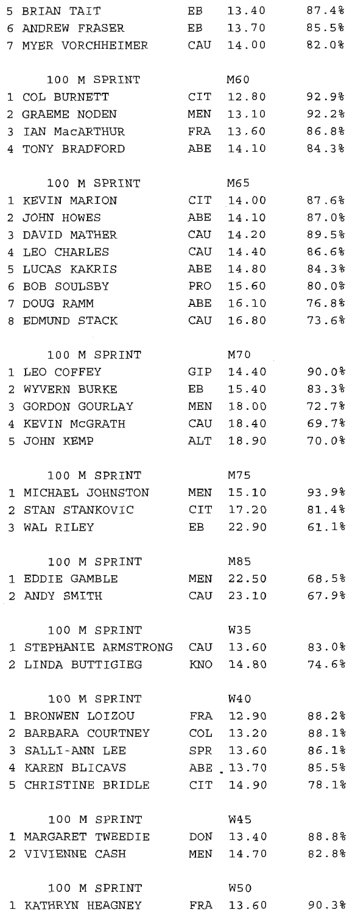| | | | | |
|---|---|---|---|---|
| 5 | BRIAN TAIT | EB | 13.40 | 87.4% |
| 6 | ANDREW FRASER | EB | 13.70 | 85.5% |
| 7 | MYER VORCHHEIMER | CAU | 14.00 | 82.0% |

**100 M SPRINT — M60**

| | | | | |
|---|---|---|---|---|
| 1 | COL BURNETT | CIT | 12.80 | 92.9% |
| 2 | GRAEME NODEN | MEN | 13.10 | 92.2% |
| 3 | IAN MacARTHUR | FRA | 13.60 | 86.8% |
| 4 | TONY BRADFORD | ABE | 14.10 | 84.3% |

**100 M SPRINT — M65**

| | | | | |
|---|---|---|---|---|
| 1 | KEVIN MARION | CIT | 14.00 | 87.6% |
| 2 | JOHN HOWES | ABE | 14.10 | 87.0% |
| 3 | DAVID MATHER | CAU | 14.20 | 89.5% |
| 4 | LEO CHARLES | CAU | 14.40 | 86.6% |
| 5 | LUCAS KAKRIS | ABE | 14.80 | 84.3% |
| 6 | BOB SOULSBY | PRO | 15.60 | 80.0% |
| 7 | DOUG RAMM | ABE | 16.10 | 76.8% |
| 8 | EDMUND STACK | CAU | 16.80 | 73.6% |

**100 M SPRINT — M70**

| | | | | |
|---|---|---|---|---|
| 1 | LEO COFFEY | GIP | 14.40 | 90.0% |
| 2 | WYVERN BURKE | EB | 15.40 | 83.3% |
| 3 | GORDON GOURLAY | MEN | 18.00 | 72.7% |
| 4 | KEVIN McGRATH | CAU | 18.40 | 69.7% |
| 5 | JOHN KEMP | ALT | 18.90 | 70.0% |

**100 M SPRINT — M75**

| | | | | |
|---|---|---|---|---|
| 1 | MICHAEL JOHNSTON | MEN | 15.10 | 93.9% |
| 2 | STAN STANKOVIC | CIT | 17.20 | 81.4% |
| 3 | WAL RILEY | EB | 22.90 | 61.1% |

**100 M SPRINT — M85**

| | | | | |
|---|---|---|---|---|
| 1 | EDDIE GAMBLE | MEN | 22.50 | 68.5% |
| 2 | ANDY SMITH | CAU | 23.10 | 67.9% |

**100 M SPRINT — W35**

| | | | | |
|---|---|---|---|---|
| 1 | STEPHANIE ARMSTRONG | CAU | 13.60 | 83.0% |
| 2 | LINDA BUTTIGIEG | KNO | 14.80 | 74.6% |

**100 M SPRINT — W40**

| | | | | |
|---|---|---|---|---|
| 1 | BRONWEN LOIZOU | FRA | 12.90 | 88.2% |
| 2 | BARBARA COURTNEY | COL | 13.20 | 88.1% |
| 3 | SALLI-ANN LEE | SPR | 13.60 | 86.1% |
| 4 | KAREN BLICAVS | ABE | 13.70 | 85.5% |
| 5 | CHRISTINE BRIDLE | CIT | 14.90 | 78.1% |

**100 M SPRINT — W45**

| | | | | |
|---|---|---|---|---|
| 1 | MARGARET TWEEDIE | DON | 13.40 | 88.8% |
| 2 | VIVIENNE CASH | MEN | 14.70 | 82.8% |

**100 M SPRINT — W50**

| | | | | |
|---|---|---|---|---|
| 1 | KATHRYN HEAGNEY | FRA | 13.60 | 90.3% |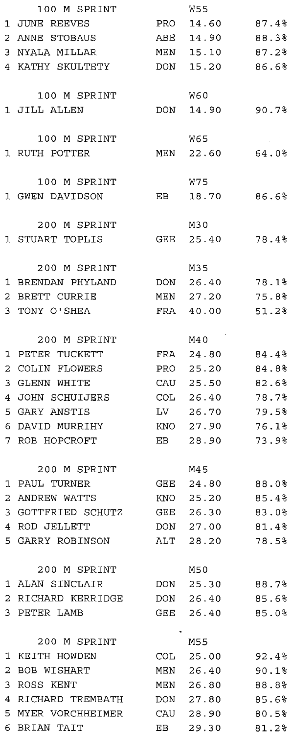### 100 M SPRINT — W55

| | | | | |
|---|---|---|---|---|
| 1 | JUNE REEVES | PRO | 14.60 | 87.4% |
| 2 | ANNE STOBAUS | ABE | 14.90 | 88.3% |
| 3 | NYALA MILLAR | MEN | 15.10 | 87.2% |
| 4 | KATHY SKULTETY | DON | 15.20 | 86.6% |

### 100 M SPRINT — W60

| | | | | |
|---|---|---|---|---|
| 1 | JILL ALLEN | DON | 14.90 | 90.7% |

### 100 M SPRINT — W65

| | | | | |
|---|---|---|---|---|
| 1 | RUTH POTTER | MEN | 22.60 | 64.0% |

### 100 M SPRINT — W75

| | | | | |
|---|---|---|---|---|
| 1 | GWEN DAVIDSON | EB | 18.70 | 86.6% |

### 200 M SPRINT — M30

| | | | | |
|---|---|---|---|---|
| 1 | STUART TOPLIS | GEE | 25.40 | 78.4% |

### 200 M SPRINT — M35

| | | | | |
|---|---|---|---|---|
| 1 | BRENDAN PHYLAND | DON | 26.40 | 78.1% |
| 2 | BRETT CURRIE | MEN | 27.20 | 75.8% |
| 3 | TONY O'SHEA | FRA | 40.00 | 51.2% |

### 200 M SPRINT — M40

| | | | | |
|---|---|---|---|---|
| 1 | PETER TUCKETT | FRA | 24.80 | 84.4% |
| 2 | COLIN FLOWERS | PRO | 25.20 | 84.8% |
| 3 | GLENN WHITE | CAU | 25.50 | 82.6% |
| 4 | JOHN SCHUIJERS | COL | 26.40 | 78.7% |
| 5 | GARY ANSTIS | LV | 26.70 | 79.5% |
| 6 | DAVID MURRIHY | KNO | 27.90 | 76.1% |
| 7 | ROB HOPCROFT | EB | 28.90 | 73.9% |

### 200 M SPRINT — M45

| | | | | |
|---|---|---|---|---|
| 1 | PAUL TURNER | GEE | 24.80 | 88.0% |
| 2 | ANDREW WATTS | KNO | 25.20 | 85.4% |
| 3 | GOTTFRIED SCHUTZ | GEE | 26.30 | 83.0% |
| 4 | ROD JELLETT | DON | 27.00 | 81.4% |
| 5 | GARRY ROBINSON | ALT | 28.20 | 78.5% |

### 200 M SPRINT — M50

| | | | | |
|---|---|---|---|---|
| 1 | ALAN SINCLAIR | DON | 25.30 | 88.7% |
| 2 | RICHARD KERRIDGE | DON | 26.40 | 85.6% |
| 3 | PETER LAMB | GEE | 26.40 | 85.0% |

### 200 M SPRINT — M55

| | | | | |
|---|---|---|---|---|
| 1 | KEITH HOWDEN | COL | 25.00 | 92.4% |
| 2 | BOB WISHART | MEN | 26.40 | 90.1% |
| 3 | ROSS KENT | MEN | 26.80 | 88.8% |
| 4 | RICHARD TREMBATH | DON | 27.80 | 85.6% |
| 5 | MYER VORCHHEIMER | CAU | 28.90 | 80.5% |
| 6 | BRIAN TAIT | EB | 29.30 | 81.2% |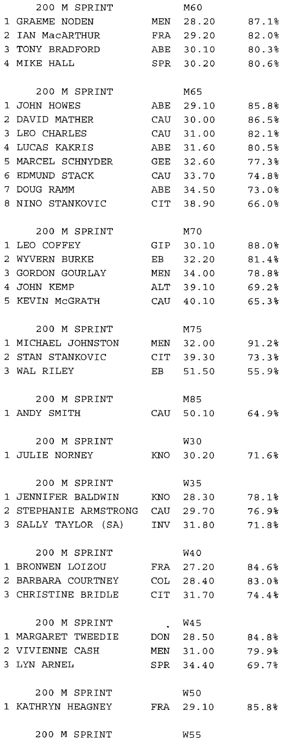200 M SPRINT M60

| | | | | |
|---|---|---|---|---|
| 1 | GRAEME NODEN | MEN | 28.20 | 87.1% |
| 2 | IAN MacARTHUR | FRA | 29.20 | 82.0% |
| 3 | TONY BRADFORD | ABE | 30.10 | 80.3% |
| 4 | MIKE HALL | SPR | 30.20 | 80.6% |

200 M SPRINT M65

| | | | | |
|---|---|---|---|---|
| 1 | JOHN HOWES | ABE | 29.10 | 85.8% |
| 2 | DAVID MATHER | CAU | 30.00 | 86.5% |
| 3 | LEO CHARLES | CAU | 31.00 | 82.1% |
| 4 | LUCAS KAKRIS | ABE | 31.60 | 80.5% |
| 5 | MARCEL SCHNYDER | GEE | 32.60 | 77.3% |
| 6 | EDMUND STACK | CAU | 33.70 | 74.8% |
| 7 | DOUG RAMM | ABE | 34.50 | 73.0% |
| 8 | NINO STANKOVIC | CIT | 38.90 | 66.0% |

200 M SPRINT M70

| | | | | |
|---|---|---|---|---|
| 1 | LEO COFFEY | GIP | 30.10 | 88.0% |
| 2 | WYVERN BURKE | EB | 32.20 | 81.4% |
| 3 | GORDON GOURLAY | MEN | 34.00 | 78.8% |
| 4 | JOHN KEMP | ALT | 39.10 | 69.2% |
| 5 | KEVIN McGRATH | CAU | 40.10 | 65.3% |

200 M SPRINT M75

| | | | | |
|---|---|---|---|---|
| 1 | MICHAEL JOHNSTON | MEN | 32.00 | 91.2% |
| 2 | STAN STANKOVIC | CIT | 39.30 | 73.3% |
| 3 | WAL RILEY | EB | 51.50 | 55.9% |

200 M SPRINT M85

| | | | | |
|---|---|---|---|---|
| 1 | ANDY SMITH | CAU | 50.10 | 64.9% |

200 M SPRINT W30

| | | | | |
|---|---|---|---|---|
| 1 | JULIE NORNEY | KNO | 30.20 | 71.6% |

200 M SPRINT W35

| | | | | |
|---|---|---|---|---|
| 1 | JENNIFER BALDWIN | KNO | 28.30 | 78.1% |
| 2 | STEPHANIE ARMSTRONG | CAU | 29.70 | 76.9% |
| 3 | SALLY TAYLOR (SA) | INV | 31.80 | 71.8% |

200 M SPRINT W40

| | | | | |
|---|---|---|---|---|
| 1 | BRONWEN LOIZOU | FRA | 27.20 | 84.6% |
| 2 | BARBARA COURTNEY | COL | 28.40 | 83.0% |
| 3 | CHRISTINE BRIDLE | CIT | 31.70 | 74.4% |

200 M SPRINT W45

| | | | | |
|---|---|---|---|---|
| 1 | MARGARET TWEEDIE | DON | 28.50 | 84.8% |
| 2 | VIVIENNE CASH | MEN | 31.00 | 79.9% |
| 3 | LYN ARNEL | SPR | 34.40 | 69.7% |

200 M SPRINT W50

| | | | | |
|---|---|---|---|---|
| 1 | KATHRYN HEAGNEY | FRA | 29.10 | 85.8% |

200 M SPRINT W55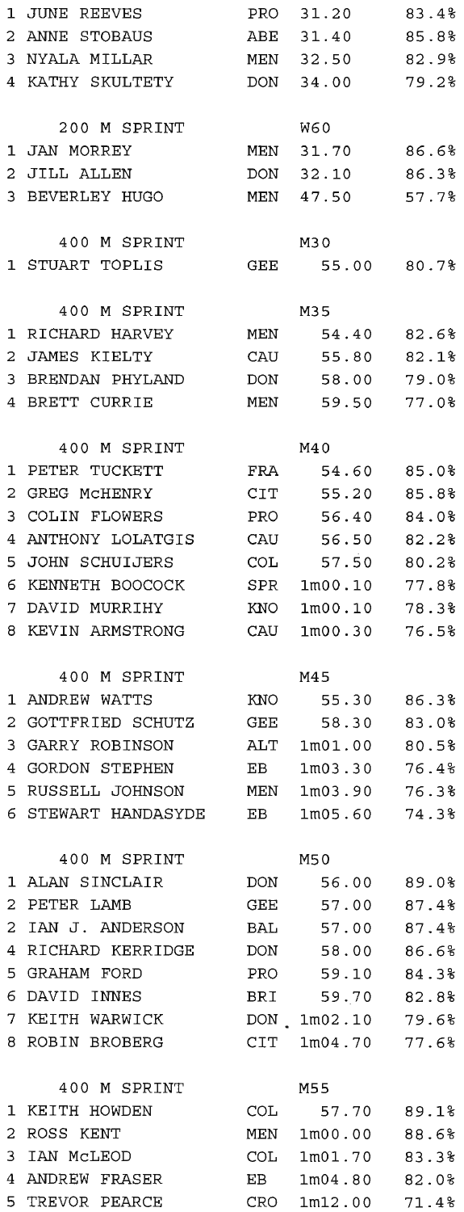| | | | | |
|---|---|---|---|---|
| 1 | JUNE REEVES | PRO | 31.20 | 83.4% |
| 2 | ANNE STOBAUS | ABE | 31.40 | 85.8% |
| 3 | NYALA MILLAR | MEN | 32.50 | 82.9% |
| 4 | KATHY SKULTETY | DON | 34.00 | 79.2% |

**200 M SPRINT — W60**

| | | | | |
|---|---|---|---|---|
| 1 | JAN MORREY | MEN | 31.70 | 86.6% |
| 2 | JILL ALLEN | DON | 32.10 | 86.3% |
| 3 | BEVERLEY HUGO | MEN | 47.50 | 57.7% |

**400 M SPRINT — M30**

| | | | | |
|---|---|---|---|---|
| 1 | STUART TOPLIS | GEE | 55.00 | 80.7% |

**400 M SPRINT — M35**

| | | | | |
|---|---|---|---|---|
| 1 | RICHARD HARVEY | MEN | 54.40 | 82.6% |
| 2 | JAMES KIELTY | CAU | 55.80 | 82.1% |
| 3 | BRENDAN PHYLAND | DON | 58.00 | 79.0% |
| 4 | BRETT CURRIE | MEN | 59.50 | 77.0% |

**400 M SPRINT — M40**

| | | | | |
|---|---|---|---|---|
| 1 | PETER TUCKETT | FRA | 54.60 | 85.0% |
| 2 | GREG McHENRY | CIT | 55.20 | 85.8% |
| 3 | COLIN FLOWERS | PRO | 56.40 | 84.0% |
| 4 | ANTHONY LOLATGIS | CAU | 56.50 | 82.2% |
| 5 | JOHN SCHUIJERS | COL | 57.50 | 80.2% |
| 6 | KENNETH BOOCOCK | SPR | 1m00.10 | 77.8% |
| 7 | DAVID MURRIHY | KNO | 1m00.10 | 78.3% |
| 8 | KEVIN ARMSTRONG | CAU | 1m00.30 | 76.5% |

**400 M SPRINT — M45**

| | | | | |
|---|---|---|---|---|
| 1 | ANDREW WATTS | KNO | 55.30 | 86.3% |
| 2 | GOTTFRIED SCHUTZ | GEE | 58.30 | 83.0% |
| 3 | GARRY ROBINSON | ALT | 1m01.00 | 80.5% |
| 4 | GORDON STEPHEN | EB | 1m03.30 | 76.4% |
| 5 | RUSSELL JOHNSON | MEN | 1m03.90 | 76.3% |
| 6 | STEWART HANDASYDE | EB | 1m05.60 | 74.3% |

**400 M SPRINT — M50**

| | | | | |
|---|---|---|---|---|
| 1 | ALAN SINCLAIR | DON | 56.00 | 89.0% |
| 2 | PETER LAMB | GEE | 57.00 | 87.4% |
| 2 | IAN J. ANDERSON | BAL | 57.00 | 87.4% |
| 4 | RICHARD KERRIDGE | DON | 58.00 | 86.6% |
| 5 | GRAHAM FORD | PRO | 59.10 | 84.3% |
| 6 | DAVID INNES | BRI | 59.70 | 82.8% |
| 7 | KEITH WARWICK | DON | 1m02.10 | 79.6% |
| 8 | ROBIN BROBERG | CIT | 1m04.70 | 77.6% |

**400 M SPRINT — M55**

| | | | | |
|---|---|---|---|---|
| 1 | KEITH HOWDEN | COL | 57.70 | 89.1% |
| 2 | ROSS KENT | MEN | 1m00.00 | 88.6% |
| 3 | IAN McLEOD | COL | 1m01.70 | 83.3% |
| 4 | ANDREW FRASER | EB | 1m04.80 | 82.0% |
| 5 | TREVOR PEARCE | CRO | 1m12.00 | 71.4% |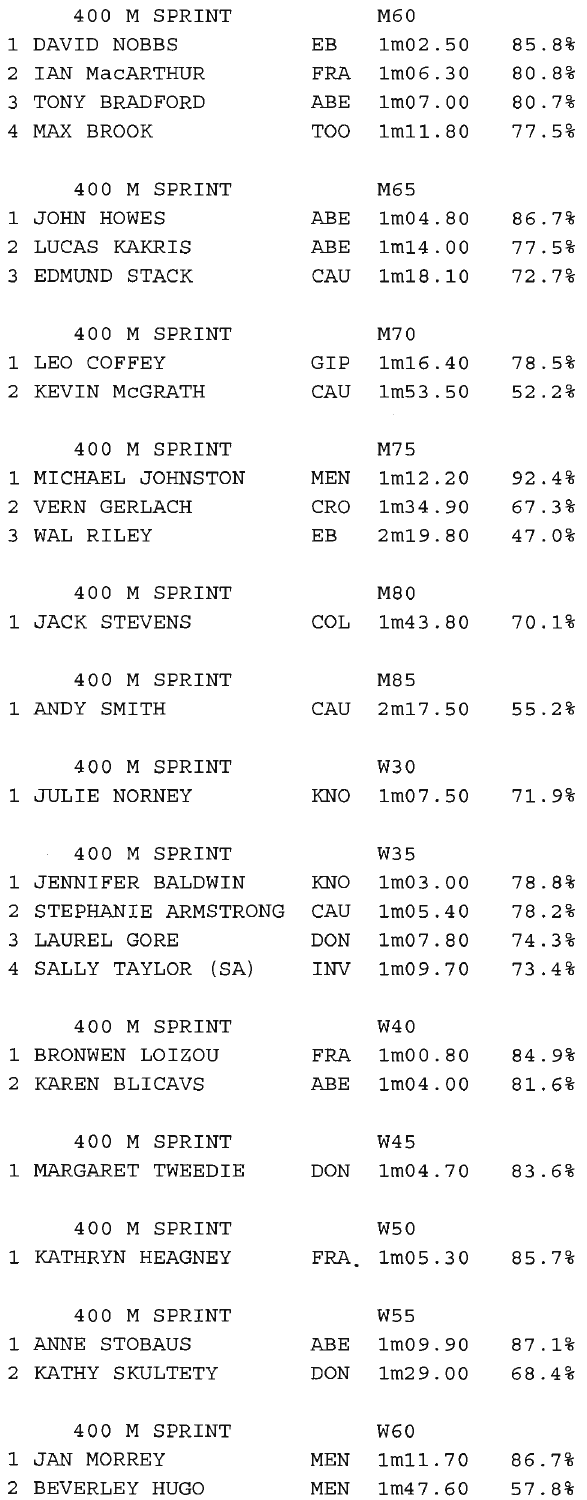400 M SPRINT M60

| | | | | |
|---|---|---|---|---|
| 1 | DAVID NOBBS | EB | 1m02.50 | 85.8% |
| 2 | IAN MacARTHUR | FRA | 1m06.30 | 80.8% |
| 3 | TONY BRADFORD | ABE | 1m07.00 | 80.7% |
| 4 | MAX BROOK | TOO | 1m11.80 | 77.5% |

400 M SPRINT M65

| | | | | |
|---|---|---|---|---|
| 1 | JOHN HOWES | ABE | 1m04.80 | 86.7% |
| 2 | LUCAS KAKRIS | ABE | 1m14.00 | 77.5% |
| 3 | EDMUND STACK | CAU | 1m18.10 | 72.7% |

400 M SPRINT M70

| | | | | |
|---|---|---|---|---|
| 1 | LEO COFFEY | GIP | 1m16.40 | 78.5% |
| 2 | KEVIN McGRATH | CAU | 1m53.50 | 52.2% |

400 M SPRINT M75

| | | | | |
|---|---|---|---|---|
| 1 | MICHAEL JOHNSTON | MEN | 1m12.20 | 92.4% |
| 2 | VERN GERLACH | CRO | 1m34.90 | 67.3% |
| 3 | WAL RILEY | EB | 2m19.80 | 47.0% |

400 M SPRINT M80

| | | | | |
|---|---|---|---|---|
| 1 | JACK STEVENS | COL | 1m43.80 | 70.1% |

400 M SPRINT M85

| | | | | |
|---|---|---|---|---|
| 1 | ANDY SMITH | CAU | 2m17.50 | 55.2% |

400 M SPRINT W30

| | | | | |
|---|---|---|---|---|
| 1 | JULIE NORNEY | KNO | 1m07.50 | 71.9% |

400 M SPRINT W35

| | | | | |
|---|---|---|---|---|
| 1 | JENNIFER BALDWIN | KNO | 1m03.00 | 78.8% |
| 2 | STEPHANIE ARMSTRONG | CAU | 1m05.40 | 78.2% |
| 3 | LAUREL GORE | DON | 1m07.80 | 74.3% |
| 4 | SALLY TAYLOR (SA) | INV | 1m09.70 | 73.4% |

400 M SPRINT W40

| | | | | |
|---|---|---|---|---|
| 1 | BRONWEN LOIZOU | FRA | 1m00.80 | 84.9% |
| 2 | KAREN BLICAVS | ABE | 1m04.00 | 81.6% |

400 M SPRINT W45

| | | | | |
|---|---|---|---|---|
| 1 | MARGARET TWEEDIE | DON | 1m04.70 | 83.6% |

400 M SPRINT W50

| | | | | |
|---|---|---|---|---|
| 1 | KATHRYN HEAGNEY | FRA | 1m05.30 | 85.7% |

400 M SPRINT W55

| | | | | |
|---|---|---|---|---|
| 1 | ANNE STOBAUS | ABE | 1m09.90 | 87.1% |
| 2 | KATHY SKULTETY | DON | 1m29.00 | 68.4% |

400 M SPRINT W60

| | | | | |
|---|---|---|---|---|
| 1 | JAN MORREY | MEN | 1m11.70 | 86.7% |
| 2 | BEVERLEY HUGO | MEN | 1m47.60 | 57.8% |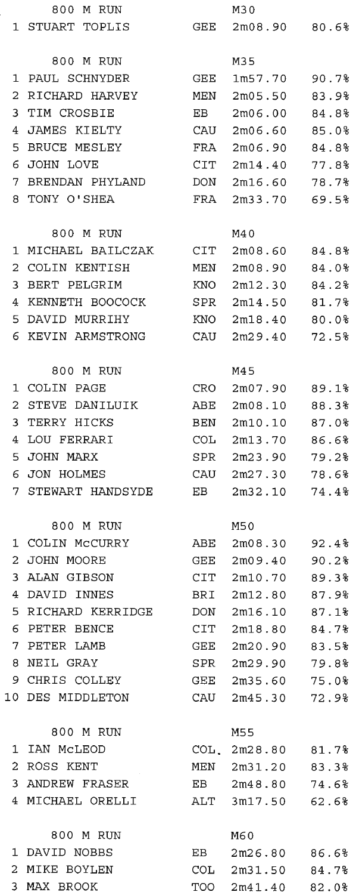**800 M RUN — M30**

| Place | Name | Club | Time | % |
|---|---|---|---|---|
| 1 | STUART TOPLIS | GEE | 2m08.90 | 80.6% |

**800 M RUN — M35**

| Place | Name | Club | Time | % |
|---|---|---|---|---|
| 1 | PAUL SCHNYDER | GEE | 1m57.70 | 90.7% |
| 2 | RICHARD HARVEY | MEN | 2m05.50 | 83.9% |
| 3 | TIM CROSBIE | EB | 2m06.00 | 84.8% |
| 4 | JAMES KIELTY | CAU | 2m06.60 | 85.0% |
| 5 | BRUCE MESLEY | FRA | 2m06.90 | 84.8% |
| 6 | JOHN LOVE | CIT | 2m14.40 | 77.8% |
| 7 | BRENDAN PHYLAND | DON | 2m16.60 | 78.7% |
| 8 | TONY O'SHEA | FRA | 2m33.70 | 69.5% |

**800 M RUN — M40**

| Place | Name | Club | Time | % |
|---|---|---|---|---|
| 1 | MICHAEL BAILCZAK | CIT | 2m08.60 | 84.8% |
| 2 | COLIN KENTISH | MEN | 2m08.90 | 84.0% |
| 3 | BERT PELGRIM | KNO | 2m12.30 | 84.2% |
| 4 | KENNETH BOOCOCK | SPR | 2m14.50 | 81.7% |
| 5 | DAVID MURRIHY | KNO | 2m18.40 | 80.0% |
| 6 | KEVIN ARMSTRONG | CAU | 2m29.40 | 72.5% |

**800 M RUN — M45**

| Place | Name | Club | Time | % |
|---|---|---|---|---|
| 1 | COLIN PAGE | CRO | 2m07.90 | 89.1% |
| 2 | STEVE DANILUIK | ABE | 2m08.10 | 88.3% |
| 3 | TERRY HICKS | BEN | 2m10.10 | 87.0% |
| 4 | LOU FERRARI | COL | 2m13.70 | 86.6% |
| 5 | JOHN MARX | SPR | 2m23.90 | 79.2% |
| 6 | JON HOLMES | CAU | 2m27.30 | 78.6% |
| 7 | STEWART HANDSYDE | EB | 2m32.10 | 74.4% |

**800 M RUN — M50**

| Place | Name | Club | Time | % |
|---|---|---|---|---|
| 1 | COLIN McCURRY | ABE | 2m08.30 | 92.4% |
| 2 | JOHN MOORE | GEE | 2m09.40 | 90.2% |
| 3 | ALAN GIBSON | CIT | 2m10.70 | 89.3% |
| 4 | DAVID INNES | BRI | 2m12.80 | 87.9% |
| 5 | RICHARD KERRIDGE | DON | 2m16.10 | 87.1% |
| 6 | PETER BENCE | CIT | 2m18.80 | 84.7% |
| 7 | PETER LAMB | GEE | 2m20.90 | 83.5% |
| 8 | NEIL GRAY | SPR | 2m29.90 | 79.8% |
| 9 | CHRIS COLLEY | GEE | 2m35.60 | 75.0% |
| 10 | DES MIDDLETON | CAU | 2m45.30 | 72.9% |

**800 M RUN — M55**

| Place | Name | Club | Time | % |
|---|---|---|---|---|
| 1 | IAN McLEOD | COL. | 2m28.80 | 81.7% |
| 2 | ROSS KENT | MEN | 2m31.20 | 83.3% |
| 3 | ANDREW FRASER | EB | 2m48.80 | 74.6% |
| 4 | MICHAEL ORELLI | ALT | 3m17.50 | 62.6% |

**800 M RUN — M60**

| Place | Name | Club | Time | % |
|---|---|---|---|---|
| 1 | DAVID NOBBS | EB | 2m26.80 | 86.6% |
| 2 | MIKE BOYLEN | COL | 2m31.50 | 84.7% |
| 3 | MAX BROOK | TOO | 2m41.40 | 82.0% |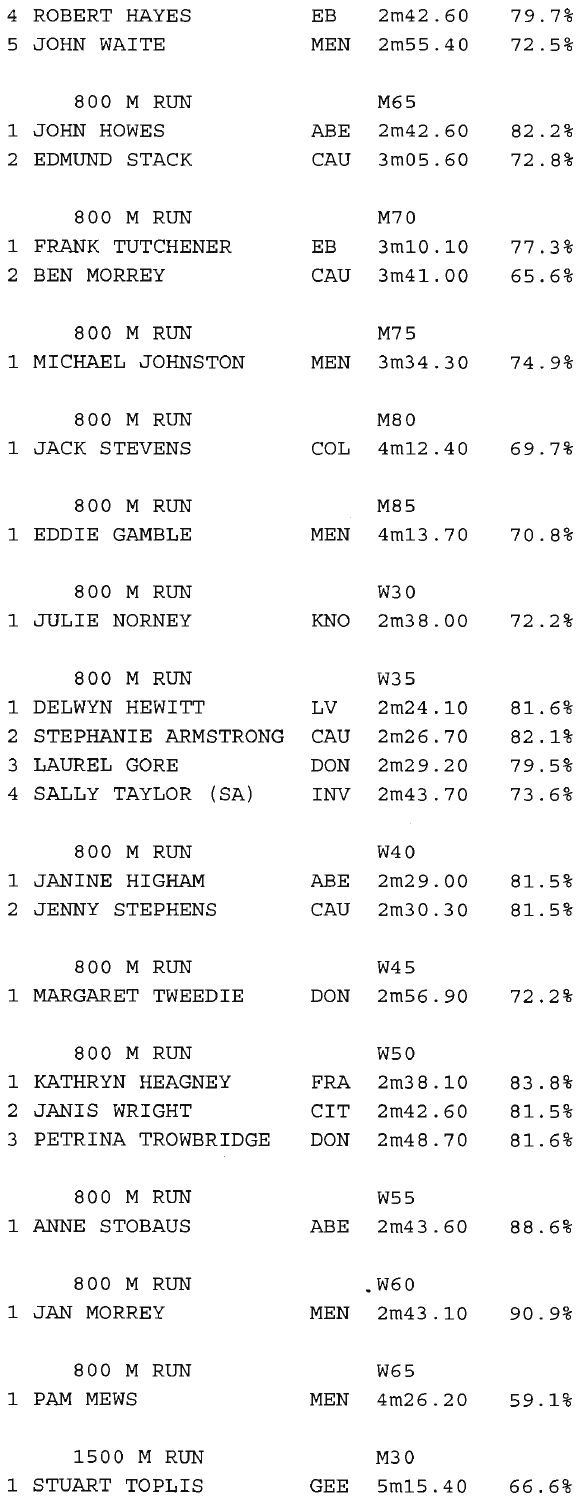| | | | |
|---|---|---|---|
| 4 ROBERT HAYES | EB | 2m42.60 | 79.7% |
| 5 JOHN WAITE | MEN | 2m55.40 | 72.5% |

**800 M RUN** M65

| | | | |
|---|---|---|---|
| 1 JOHN HOWES | ABE | 2m42.60 | 82.2% |
| 2 EDMUND STACK | CAU | 3m05.60 | 72.8% |

**800 M RUN** M70

| | | | |
|---|---|---|---|
| 1 FRANK TUTCHENER | EB | 3m10.10 | 77.3% |
| 2 BEN MORREY | CAU | 3m41.00 | 65.6% |

**800 M RUN** M75

| | | | |
|---|---|---|---|
| 1 MICHAEL JOHNSTON | MEN | 3m34.30 | 74.9% |

**800 M RUN** M80

| | | | |
|---|---|---|---|
| 1 JACK STEVENS | COL | 4m12.40 | 69.7% |

**800 M RUN** M85

| | | | |
|---|---|---|---|
| 1 EDDIE GAMBLE | MEN | 4m13.70 | 70.8% |

**800 M RUN** W30

| | | | |
|---|---|---|---|
| 1 JULIE NORNEY | KNO | 2m38.00 | 72.2% |

**800 M RUN** W35

| | | | |
|---|---|---|---|
| 1 DELWYN HEWITT | LV | 2m24.10 | 81.6% |
| 2 STEPHANIE ARMSTRONG | CAU | 2m26.70 | 82.1% |
| 3 LAUREL GORE | DON | 2m29.20 | 79.5% |
| 4 SALLY TAYLOR (SA) | INV | 2m43.70 | 73.6% |

**800 M RUN** W40

| | | | |
|---|---|---|---|
| 1 JANINE HIGHAM | ABE | 2m29.00 | 81.5% |
| 2 JENNY STEPHENS | CAU | 2m30.30 | 81.5% |

**800 M RUN** W45

| | | | |
|---|---|---|---|
| 1 MARGARET TWEEDIE | DON | 2m56.90 | 72.2% |

**800 M RUN** W50

| | | | |
|---|---|---|---|
| 1 KATHRYN HEAGNEY | FRA | 2m38.10 | 83.8% |
| 2 JANIS WRIGHT | CIT | 2m42.60 | 81.5% |
| 3 PETRINA TROWBRIDGE | DON | 2m48.70 | 81.6% |

**800 M RUN** W55

| | | | |
|---|---|---|---|
| 1 ANNE STOBAUS | ABE | 2m43.60 | 88.6% |

**800 M RUN** W60

| | | | |
|---|---|---|---|
| 1 JAN MORREY | MEN | 2m43.10 | 90.9% |

**800 M RUN** W65

| | | | |
|---|---|---|---|
| 1 PAM MEWS | MEN | 4m26.20 | 59.1% |

**1500 M RUN** M30

| | | | |
|---|---|---|---|
| 1 STUART TOPLIS | GEE | 5m15.40 | 66.6% |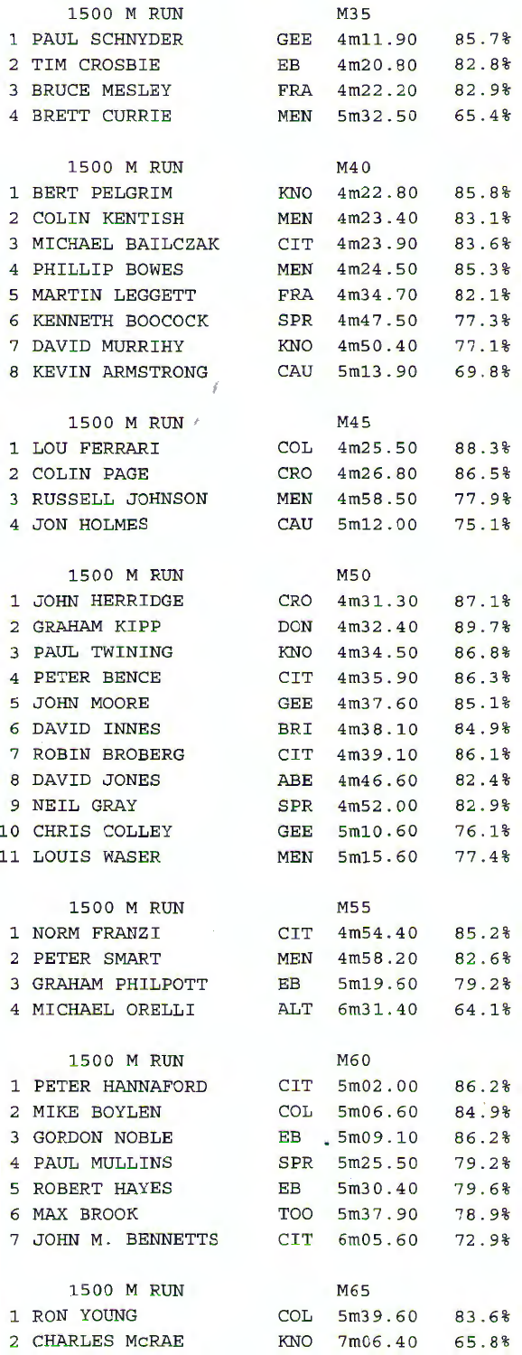### 1500 M RUN — M35

| | Name | Club | Time | % |
|---|---|---|---|---|
| 1 | PAUL SCHNYDER | GEE | 4m11.90 | 85.7% |
| 2 | TIM CROSBIE | EB | 4m20.80 | 82.8% |
| 3 | BRUCE MESLEY | FRA | 4m22.20 | 82.9% |
| 4 | BRETT CURRIE | MEN | 5m32.50 | 65.4% |

### 1500 M RUN — M40

| | Name | Club | Time | % |
|---|---|---|---|---|
| 1 | BERT PELGRIM | KNO | 4m22.80 | 85.8% |
| 2 | COLIN KENTISH | MEN | 4m23.40 | 83.1% |
| 3 | MICHAEL BAILCZAK | CIT | 4m23.90 | 83.6% |
| 4 | PHILLIP BOWES | MEN | 4m24.50 | 85.3% |
| 5 | MARTIN LEGGETT | FRA | 4m34.70 | 82.1% |
| 6 | KENNETH BOOCOCK | SPR | 4m47.50 | 77.3% |
| 7 | DAVID MURRIHY | KNO | 4m50.40 | 77.1% |
| 8 | KEVIN ARMSTRONG | CAU | 5m13.90 | 69.8% |

### 1500 M RUN — M45

| | Name | Club | Time | % |
|---|---|---|---|---|
| 1 | LOU FERRARI | COL | 4m25.50 | 88.3% |
| 2 | COLIN PAGE | CRO | 4m26.80 | 86.5% |
| 3 | RUSSELL JOHNSON | MEN | 4m58.50 | 77.9% |
| 4 | JON HOLMES | CAU | 5m12.00 | 75.1% |

### 1500 M RUN — M50

| | Name | Club | Time | % |
|---|---|---|---|---|
| 1 | JOHN HERRIDGE | CRO | 4m31.30 | 87.1% |
| 2 | GRAHAM KIPP | DON | 4m32.40 | 89.7% |
| 3 | PAUL TWINING | KNO | 4m34.50 | 86.8% |
| 4 | PETER BENCE | CIT | 4m35.90 | 86.3% |
| 5 | JOHN MOORE | GEE | 4m37.60 | 85.1% |
| 6 | DAVID INNES | BRI | 4m38.10 | 84.9% |
| 7 | ROBIN BROBERG | CIT | 4m39.10 | 86.1% |
| 8 | DAVID JONES | ABE | 4m46.60 | 82.4% |
| 9 | NEIL GRAY | SPR | 4m52.00 | 82.9% |
| 10 | CHRIS COLLEY | GEE | 5m10.60 | 76.1% |
| 11 | LOUIS WASER | MEN | 5m15.60 | 77.4% |

### 1500 M RUN — M55

| | Name | Club | Time | % |
|---|---|---|---|---|
| 1 | NORM FRANZI | CIT | 4m54.40 | 85.2% |
| 2 | PETER SMART | MEN | 4m58.20 | 82.6% |
| 3 | GRAHAM PHILPOTT | EB | 5m19.60 | 79.2% |
| 4 | MICHAEL ORELLI | ALT | 6m31.40 | 64.1% |

### 1500 M RUN — M60

| | Name | Club | Time | % |
|---|---|---|---|---|
| 1 | PETER HANNAFORD | CIT | 5m02.00 | 86.2% |
| 2 | MIKE BOYLEN | COL | 5m06.60 | 84.9% |
| 3 | GORDON NOBLE | EB | 5m09.10 | 86.2% |
| 4 | PAUL MULLINS | SPR | 5m25.50 | 79.2% |
| 5 | ROBERT HAYES | EB | 5m30.40 | 79.6% |
| 6 | MAX BROOK | TOO | 5m37.90 | 78.9% |
| 7 | JOHN M. BENNETTS | CIT | 6m05.60 | 72.9% |

### 1500 M RUN — M65

| | Name | Club | Time | % |
|---|---|---|---|---|
| 1 | RON YOUNG | COL | 5m39.60 | 83.6% |
| 2 | CHARLES McRAE | KNO | 7m06.40 | 65.8% |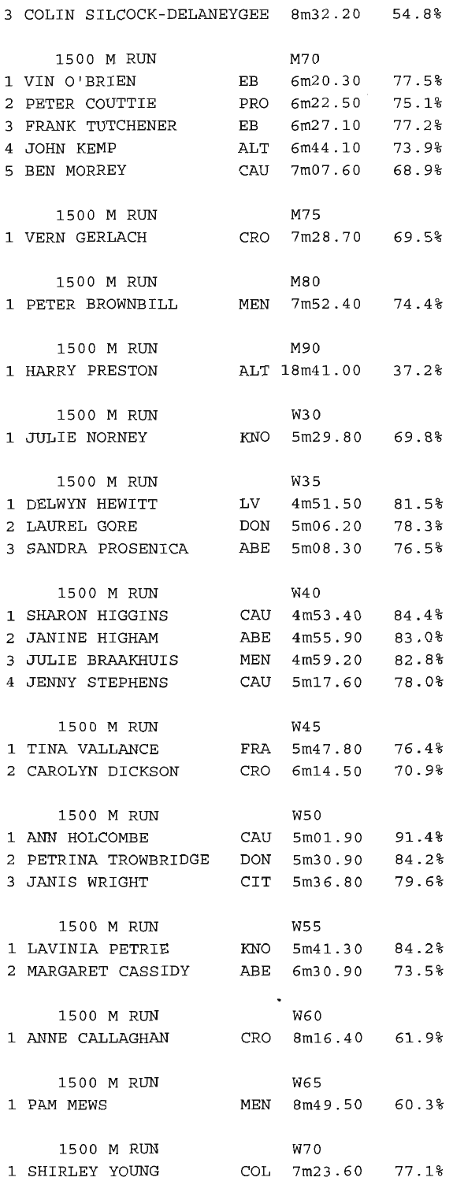3 COLIN SILCOCK-DELANEYGEE 8m32.20 54.8%

### 1500 M RUN — M70

| Place | Name | Club | Time | % |
|---|---|---|---|---|
| 1 | VIN O'BRIEN | EB | 6m20.30 | 77.5% |
| 2 | PETER COUTTIE | PRO | 6m22.50 | 75.1% |
| 3 | FRANK TUTCHENER | EB | 6m27.10 | 77.2% |
| 4 | JOHN KEMP | ALT | 6m44.10 | 73.9% |
| 5 | BEN MORREY | CAU | 7m07.60 | 68.9% |

### 1500 M RUN — M75

| Place | Name | Club | Time | % |
|---|---|---|---|---|
| 1 | VERN GERLACH | CRO | 7m28.70 | 69.5% |

### 1500 M RUN — M80

| Place | Name | Club | Time | % |
|---|---|---|---|---|
| 1 | PETER BROWNBILL | MEN | 7m52.40 | 74.4% |

### 1500 M RUN — M90

| Place | Name | Club | Time | % |
|---|---|---|---|---|
| 1 | HARRY PRESTON | ALT | 18m41.00 | 37.2% |

### 1500 M RUN — W30

| Place | Name | Club | Time | % |
|---|---|---|---|---|
| 1 | JULIE NORNEY | KNO | 5m29.80 | 69.8% |

### 1500 M RUN — W35

| Place | Name | Club | Time | % |
|---|---|---|---|---|
| 1 | DELWYN HEWITT | LV | 4m51.50 | 81.5% |
| 2 | LAUREL GORE | DON | 5m06.20 | 78.3% |
| 3 | SANDRA PROSENICA | ABE | 5m08.30 | 76.5% |

### 1500 M RUN — W40

| Place | Name | Club | Time | % |
|---|---|---|---|---|
| 1 | SHARON HIGGINS | CAU | 4m53.40 | 84.4% |
| 2 | JANINE HIGHAM | ABE | 4m55.90 | 83.0% |
| 3 | JULIE BRAAKHUIS | MEN | 4m59.20 | 82.8% |
| 4 | JENNY STEPHENS | CAU | 5m17.60 | 78.0% |

### 1500 M RUN — W45

| Place | Name | Club | Time | % |
|---|---|---|---|---|
| 1 | TINA VALLANCE | FRA | 5m47.80 | 76.4% |
| 2 | CAROLYN DICKSON | CRO | 6m14.50 | 70.9% |

### 1500 M RUN — W50

| Place | Name | Club | Time | % |
|---|---|---|---|---|
| 1 | ANN HOLCOMBE | CAU | 5m01.90 | 91.4% |
| 2 | PETRINA TROWBRIDGE | DON | 5m30.90 | 84.2% |
| 3 | JANIS WRIGHT | CIT | 5m36.80 | 79.6% |

### 1500 M RUN — W55

| Place | Name | Club | Time | % |
|---|---|---|---|---|
| 1 | LAVINIA PETRIE | KNO | 5m41.30 | 84.2% |
| 2 | MARGARET CASSIDY | ABE | 6m30.90 | 73.5% |

### 1500 M RUN — W60

| Place | Name | Club | Time | % |
|---|---|---|---|---|
| 1 | ANNE CALLAGHAN | CRO | 8m16.40 | 61.9% |

### 1500 M RUN — W65

| Place | Name | Club | Time | % |
|---|---|---|---|---|
| 1 | PAM MEWS | MEN | 8m49.50 | 60.3% |

### 1500 M RUN — W70

| Place | Name | Club | Time | % |
|---|---|---|---|---|
| 1 | SHIRLEY YOUNG | COL | 7m23.60 | 77.1% |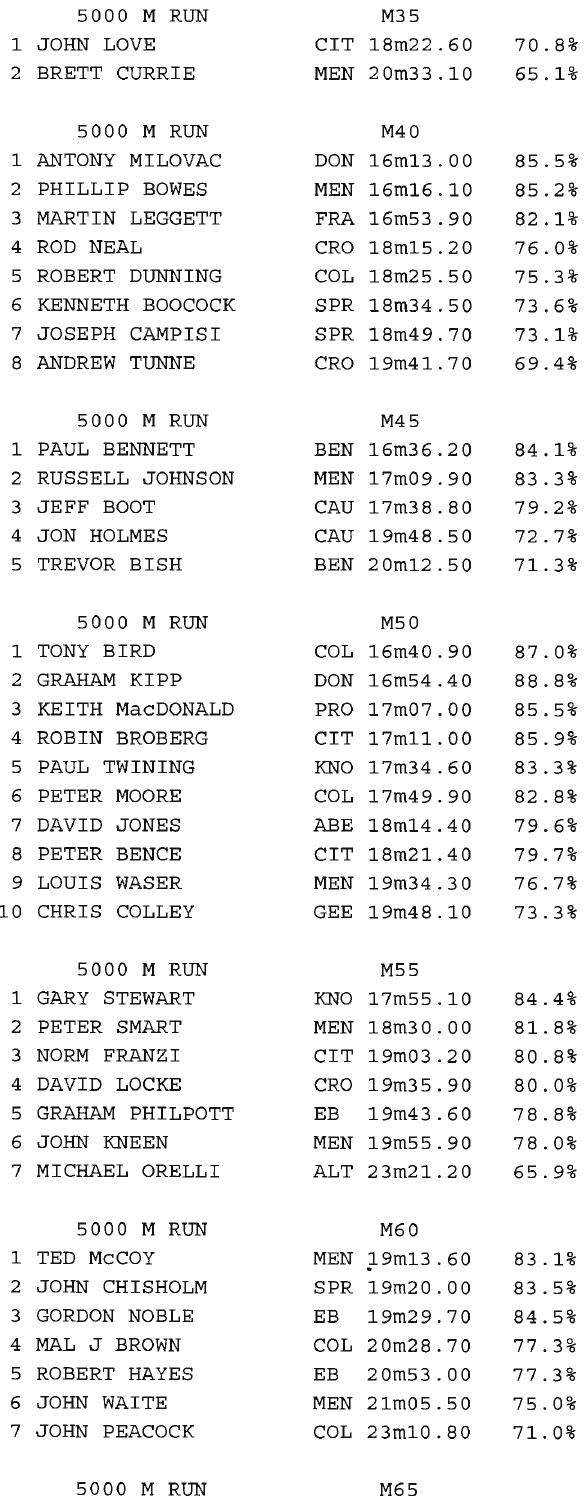### 5000 M RUN — M35

| | Name | Club | Time | % |
|---|---|---|---|---|
| 1 | JOHN LOVE | CIT | 18m22.60 | 70.8% |
| 2 | BRETT CURRIE | MEN | 20m33.10 | 65.1% |

### 5000 M RUN — M40

| | Name | Club | Time | % |
|---|---|---|---|---|
| 1 | ANTONY MILOVAC | DON | 16m13.00 | 85.5% |
| 2 | PHILLIP BOWES | MEN | 16m16.10 | 85.2% |
| 3 | MARTIN LEGGETT | FRA | 16m53.90 | 82.1% |
| 4 | ROD NEAL | CRO | 18m15.20 | 76.0% |
| 5 | ROBERT DUNNING | COL | 18m25.50 | 75.3% |
| 6 | KENNETH BOOCOCK | SPR | 18m34.50 | 73.6% |
| 7 | JOSEPH CAMPISI | SPR | 18m49.70 | 73.1% |
| 8 | ANDREW TUNNE | CRO | 19m41.70 | 69.4% |

### 5000 M RUN — M45

| | Name | Club | Time | % |
|---|---|---|---|---|
| 1 | PAUL BENNETT | BEN | 16m36.20 | 84.1% |
| 2 | RUSSELL JOHNSON | MEN | 17m09.90 | 83.3% |
| 3 | JEFF BOOT | CAU | 17m38.80 | 79.2% |
| 4 | JON HOLMES | CAU | 19m48.50 | 72.7% |
| 5 | TREVOR BISH | BEN | 20m12.50 | 71.3% |

### 5000 M RUN — M50

| | Name | Club | Time | % |
|---|---|---|---|---|
| 1 | TONY BIRD | COL | 16m40.90 | 87.0% |
| 2 | GRAHAM KIPP | DON | 16m54.40 | 88.8% |
| 3 | KEITH MacDONALD | PRO | 17m07.00 | 85.5% |
| 4 | ROBIN BROBERG | CIT | 17m11.00 | 85.9% |
| 5 | PAUL TWINING | KNO | 17m34.60 | 83.3% |
| 6 | PETER MOORE | COL | 17m49.90 | 82.8% |
| 7 | DAVID JONES | ABE | 18m14.40 | 79.6% |
| 8 | PETER BENCE | CIT | 18m21.40 | 79.7% |
| 9 | LOUIS WASER | MEN | 19m34.30 | 76.7% |
| 10 | CHRIS COLLEY | GEE | 19m48.10 | 73.3% |

### 5000 M RUN — M55

| | Name | Club | Time | % |
|---|---|---|---|---|
| 1 | GARY STEWART | KNO | 17m55.10 | 84.4% |
| 2 | PETER SMART | MEN | 18m30.00 | 81.8% |
| 3 | NORM FRANZI | CIT | 19m03.20 | 80.8% |
| 4 | DAVID LOCKE | CRO | 19m35.90 | 80.0% |
| 5 | GRAHAM PHILPOTT | EB | 19m43.60 | 78.8% |
| 6 | JOHN KNEEN | MEN | 19m55.90 | 78.0% |
| 7 | MICHAEL ORELLI | ALT | 23m21.20 | 65.9% |

### 5000 M RUN — M60

| | Name | Club | Time | % |
|---|---|---|---|---|
| 1 | TED McCOY | MEN | 19m13.60 | 83.1% |
| 2 | JOHN CHISHOLM | SPR | 19m20.00 | 83.5% |
| 3 | GORDON NOBLE | EB | 19m29.70 | 84.5% |
| 4 | MAL J BROWN | COL | 20m28.70 | 77.3% |
| 5 | ROBERT HAYES | EB | 20m53.00 | 77.3% |
| 6 | JOHN WAITE | MEN | 21m05.50 | 75.0% |
| 7 | JOHN PEACOCK | COL | 23m10.80 | 71.0% |

### 5000 M RUN — M65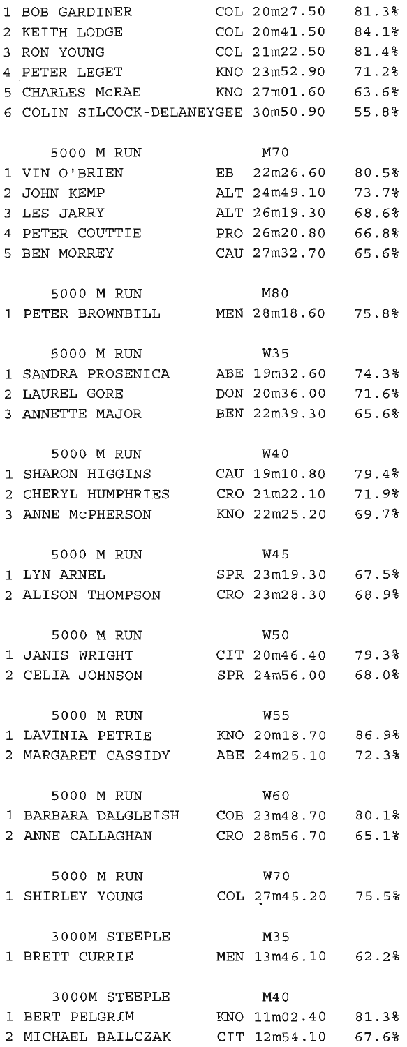| | | | | |
|---|---|---|---|---|
| 1 | BOB GARDINER | COL | 20m27.50 | 81.3% |
| 2 | KEITH LODGE | COL | 20m41.50 | 84.1% |
| 3 | RON YOUNG | COL | 21m22.50 | 81.4% |
| 4 | PETER LEGET | KNO | 23m52.90 | 71.2% |
| 5 | CHARLES McRAE | KNO | 27m01.60 | 63.6% |
| 6 | COLIN SILCOCK-DELANEY | GEE | 30m50.90 | 55.8% |

5000 M RUN — M70

| | | | | |
|---|---|---|---|---|
| 1 | VIN O'BRIEN | EB | 22m26.60 | 80.5% |
| 2 | JOHN KEMP | ALT | 24m49.10 | 73.7% |
| 3 | LES JARRY | ALT | 26m19.30 | 68.6% |
| 4 | PETER COUTTIE | PRO | 26m20.80 | 66.8% |
| 5 | BEN MORREY | CAU | 27m32.70 | 65.6% |

5000 M RUN — M80

| | | | | |
|---|---|---|---|---|
| 1 | PETER BROWNBILL | MEN | 28m18.60 | 75.8% |

5000 M RUN — W35

| | | | | |
|---|---|---|---|---|
| 1 | SANDRA PROSENICA | ABE | 19m32.60 | 74.3% |
| 2 | LAUREL GORE | DON | 20m36.00 | 71.6% |
| 3 | ANNETTE MAJOR | BEN | 22m39.30 | 65.6% |

5000 M RUN — W40

| | | | | |
|---|---|---|---|---|
| 1 | SHARON HIGGINS | CAU | 19m10.80 | 79.4% |
| 2 | CHERYL HUMPHRIES | CRO | 21m22.10 | 71.9% |
| 3 | ANNE McPHERSON | KNO | 22m25.20 | 69.7% |

5000 M RUN — W45

| | | | | |
|---|---|---|---|---|
| 1 | LYN ARNEL | SPR | 23m19.30 | 67.5% |
| 2 | ALISON THOMPSON | CRO | 23m28.30 | 68.9% |

5000 M RUN — W50

| | | | | |
|---|---|---|---|---|
| 1 | JANIS WRIGHT | CIT | 20m46.40 | 79.3% |
| 2 | CELIA JOHNSON | SPR | 24m56.00 | 68.0% |

5000 M RUN — W55

| | | | | |
|---|---|---|---|---|
| 1 | LAVINIA PETRIE | KNO | 20m18.70 | 86.9% |
| 2 | MARGARET CASSIDY | ABE | 24m25.10 | 72.3% |

5000 M RUN — W60

| | | | | |
|---|---|---|---|---|
| 1 | BARBARA DALGLEISH | COB | 23m48.70 | 80.1% |
| 2 | ANNE CALLAGHAN | CRO | 28m56.70 | 65.1% |

5000 M RUN — W70

| | | | | |
|---|---|---|---|---|
| 1 | SHIRLEY YOUNG | COL | 27m45.20 | 75.5% |

3000M STEEPLE — M35

| | | | | |
|---|---|---|---|---|
| 1 | BRETT CURRIE | MEN | 13m46.10 | 62.2% |

3000M STEEPLE — M40

| | | | | |
|---|---|---|---|---|
| 1 | BERT PELGRIM | KNO | 11m02.40 | 81.3% |
| 2 | MICHAEL BAILCZAK | CIT | 12m54.10 | 67.6% |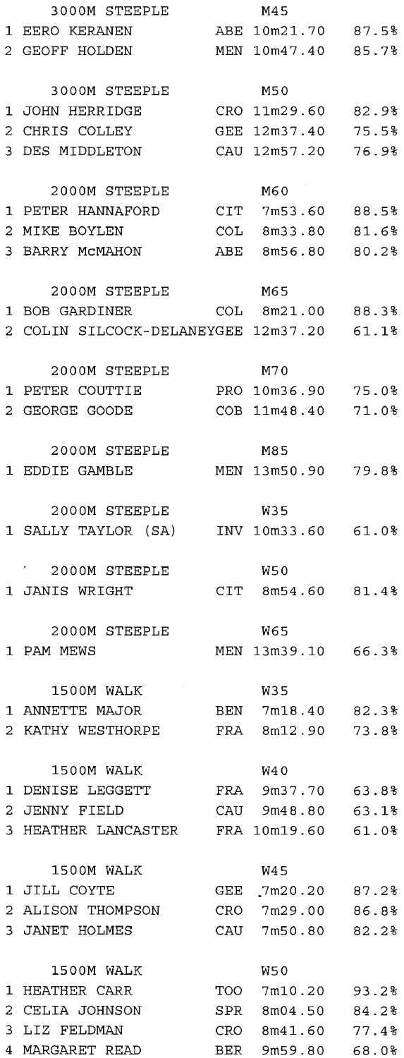### 3000M STEEPLE — M45

| Place | Name | Club | Time | % |
|---|---|---|---|---|
| 1 | EERO KERANEN | ABE | 10m21.70 | 87.5% |
| 2 | GEOFF HOLDEN | MEN | 10m47.40 | 85.7% |

### 3000M STEEPLE — M50

| Place | Name | Club | Time | % |
|---|---|---|---|---|
| 1 | JOHN HERRIDGE | CRO | 11m29.60 | 82.9% |
| 2 | CHRIS COLLEY | GEE | 12m37.40 | 75.5% |
| 3 | DES MIDDLETON | CAU | 12m57.20 | 76.9% |

### 2000M STEEPLE — M60

| Place | Name | Club | Time | % |
|---|---|---|---|---|
| 1 | PETER HANNAFORD | CIT | 7m53.60 | 88.5% |
| 2 | MIKE BOYLEN | COL | 8m33.80 | 81.6% |
| 3 | BARRY McMAHON | ABE | 8m56.80 | 80.2% |

### 2000M STEEPLE — M65

| Place | Name | Club | Time | % |
|---|---|---|---|---|
| 1 | BOB GARDINER | COL | 8m21.00 | 88.3% |
| 2 | COLIN SILCOCK-DELANEY | GEE | 12m37.20 | 61.1% |

### 2000M STEEPLE — M70

| Place | Name | Club | Time | % |
|---|---|---|---|---|
| 1 | PETER COUTTIE | PRO | 10m36.90 | 75.0% |
| 2 | GEORGE GOODE | COB | 11m48.40 | 71.0% |

### 2000M STEEPLE — M85

| Place | Name | Club | Time | % |
|---|---|---|---|---|
| 1 | EDDIE GAMBLE | MEN | 13m50.90 | 79.8% |

### 2000M STEEPLE — W35

| Place | Name | Club | Time | % |
|---|---|---|---|---|
| 1 | SALLY TAYLOR (SA) | INV | 10m33.60 | 61.0% |

### 2000M STEEPLE — W50

| Place | Name | Club | Time | % |
|---|---|---|---|---|
| 1 | JANIS WRIGHT | CIT | 8m54.60 | 81.4% |

### 2000M STEEPLE — W65

| Place | Name | Club | Time | % |
|---|---|---|---|---|
| 1 | PAM MEWS | MEN | 13m39.10 | 66.3% |

### 1500M WALK — W35

| Place | Name | Club | Time | % |
|---|---|---|---|---|
| 1 | ANNETTE MAJOR | BEN | 7m18.40 | 82.3% |
| 2 | KATHY WESTHORPE | FRA | 8m12.90 | 73.8% |

### 1500M WALK — W40

| Place | Name | Club | Time | % |
|---|---|---|---|---|
| 1 | DENISE LEGGETT | FRA | 9m37.70 | 63.8% |
| 2 | JENNY FIELD | CAU | 9m48.80 | 63.1% |
| 3 | HEATHER LANCASTER | FRA | 10m19.60 | 61.0% |

### 1500M WALK — W45

| Place | Name | Club | Time | % |
|---|---|---|---|---|
| 1 | JILL COYTE | GEE | 7m20.20 | 87.2% |
| 2 | ALISON THOMPSON | CRO | 7m29.00 | 86.8% |
| 3 | JANET HOLMES | CAU | 7m50.80 | 82.2% |

### 1500M WALK — W50

| Place | Name | Club | Time | % |
|---|---|---|---|---|
| 1 | HEATHER CARR | TOO | 7m10.20 | 93.2% |
| 2 | CELIA JOHNSON | SPR | 8m04.50 | 84.2% |
| 3 | LIZ FELDMAN | CRO | 8m41.60 | 77.4% |
| 4 | MARGARET READ | BER | 9m59.80 | 68.0% |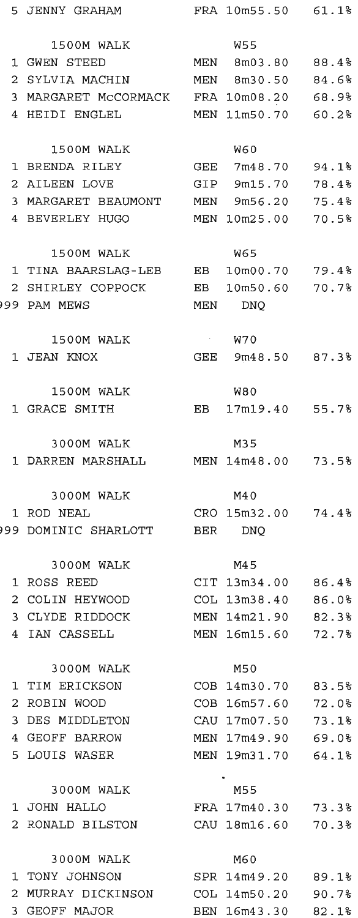| Place | Name | Club | Time | % |
|---|---|---|---|---|
| 5 | JENNY GRAHAM | FRA | 10m55.50 | 61.1% |

**1500M WALK — W55**

| Place | Name | Club | Time | % |
|---|---|---|---|---|
| 1 | GWEN STEED | MEN | 8m03.80 | 88.4% |
| 2 | SYLVIA MACHIN | MEN | 8m30.50 | 84.6% |
| 3 | MARGARET McCORMACK | FRA | 10m08.20 | 68.9% |
| 4 | HEIDI ENGLEL | MEN | 11m50.70 | 60.2% |

**1500M WALK — W60**

| Place | Name | Club | Time | % |
|---|---|---|---|---|
| 1 | BRENDA RILEY | GEE | 7m48.70 | 94.1% |
| 2 | AILEEN LOVE | GIP | 9m15.70 | 78.4% |
| 3 | MARGARET BEAUMONT | MEN | 9m56.20 | 75.4% |
| 4 | BEVERLEY HUGO | MEN | 10m25.00 | 70.5% |

**1500M WALK — W65**

| Place | Name | Club | Time | % |
|---|---|---|---|---|
| 1 | TINA BAARSLAG-LEB | EB | 10m00.70 | 79.4% |
| 2 | SHIRLEY COPPOCK | EB | 10m50.60 | 70.7% |
| 999 | PAM MEWS | MEN | DNQ | |

**1500M WALK — W70**

| Place | Name | Club | Time | % |
|---|---|---|---|---|
| 1 | JEAN KNOX | GEE | 9m48.50 | 87.3% |

**1500M WALK — W80**

| Place | Name | Club | Time | % |
|---|---|---|---|---|
| 1 | GRACE SMITH | EB | 17m19.40 | 55.7% |

**3000M WALK — M35**

| Place | Name | Club | Time | % |
|---|---|---|---|---|
| 1 | DARREN MARSHALL | MEN | 14m48.00 | 73.5% |

**3000M WALK — M40**

| Place | Name | Club | Time | % |
|---|---|---|---|---|
| 1 | ROD NEAL | CRO | 15m32.00 | 74.4% |
| 999 | DOMINIC SHARLOTT | BER | DNQ | |

**3000M WALK — M45**

| Place | Name | Club | Time | % |
|---|---|---|---|---|
| 1 | ROSS REED | CIT | 13m34.00 | 86.4% |
| 2 | COLIN HEYWOOD | COL | 13m38.40 | 86.0% |
| 3 | CLYDE RIDDOCK | MEN | 14m21.90 | 82.3% |
| 4 | IAN CASSELL | MEN | 16m15.60 | 72.7% |

**3000M WALK — M50**

| Place | Name | Club | Time | % |
|---|---|---|---|---|
| 1 | TIM ERICKSON | COB | 14m30.70 | 83.5% |
| 2 | ROBIN WOOD | COB | 16m57.60 | 72.0% |
| 3 | DES MIDDLETON | CAU | 17m07.50 | 73.1% |
| 4 | GEOFF BARROW | MEN | 17m49.90 | 69.0% |
| 5 | LOUIS WASER | MEN | 19m31.70 | 64.1% |

**3000M WALK — M55**

| Place | Name | Club | Time | % |
|---|---|---|---|---|
| 1 | JOHN HALLO | FRA | 17m40.30 | 73.3% |
| 2 | RONALD BILSTON | CAU | 18m16.60 | 70.3% |

**3000M WALK — M60**

| Place | Name | Club | Time | % |
|---|---|---|---|---|
| 1 | TONY JOHNSON | SPR | 14m49.20 | 89.1% |
| 2 | MURRAY DICKINSON | COL | 14m50.20 | 90.7% |
| 3 | GEOFF MAJOR | BEN | 16m43.30 | 82.1% |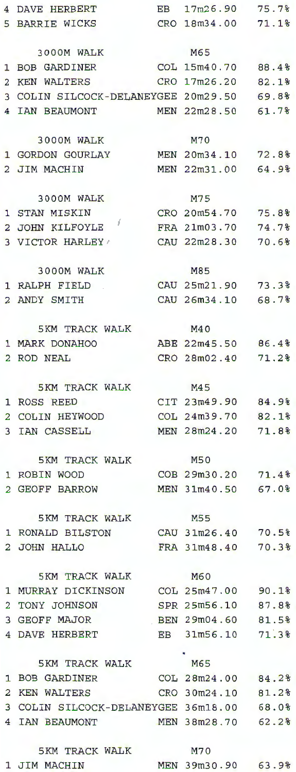| Pos | Name | Club | Time | Age Grade |
|---|---|---|---|---|
| 4 | DAVE HERBERT | EB | 17m26.90 | 75.7% |
| 5 | BARRIE WICKS | CRO | 18m34.00 | 71.1% |

**3000M WALK — M65**

| Pos | Name | Club | Time | Age Grade |
|---|---|---|---|---|
| 1 | BOB GARDINER | COL | 15m40.70 | 88.4% |
| 2 | KEN WALTERS | CRO | 17m26.20 | 82.1% |
| 3 | COLIN SILCOCK-DELANEY | GEE | 20m29.50 | 69.8% |
| 4 | IAN BEAUMONT | MEN | 22m28.50 | 61.7% |

**3000M WALK — M70**

| Pos | Name | Club | Time | Age Grade |
|---|---|---|---|---|
| 1 | GORDON GOURLAY | MEN | 20m34.10 | 72.8% |
| 2 | JIM MACHIN | MEN | 22m31.00 | 64.9% |

**3000M WALK — M75**

| Pos | Name | Club | Time | Age Grade |
|---|---|---|---|---|
| 1 | STAN MISKIN | CRO | 20m54.70 | 75.8% |
| 2 | JOHN KILFOYLE | FRA | 21m03.70 | 74.7% |
| 3 | VICTOR HARLEY | CAU | 22m28.30 | 70.6% |

**3000M WALK — M85**

| Pos | Name | Club | Time | Age Grade |
|---|---|---|---|---|
| 1 | RALPH FIELD | CAU | 25m21.90 | 73.3% |
| 2 | ANDY SMITH | CAU | 26m34.10 | 68.7% |

**5KM TRACK WALK — M40**

| Pos | Name | Club | Time | Age Grade |
|---|---|---|---|---|
| 1 | MARK DONAHOO | ABE | 22m45.50 | 86.4% |
| 2 | ROD NEAL | CRO | 28m02.40 | 71.2% |

**5KM TRACK WALK — M45**

| Pos | Name | Club | Time | Age Grade |
|---|---|---|---|---|
| 1 | ROSS REED | CIT | 23m49.90 | 84.9% |
| 2 | COLIN HEYWOOD | COL | 24m39.70 | 82.1% |
| 3 | IAN CASSELL | MEN | 28m24.20 | 71.8% |

**5KM TRACK WALK — M50**

| Pos | Name | Club | Time | Age Grade |
|---|---|---|---|---|
| 1 | ROBIN WOOD | COB | 29m30.20 | 71.4% |
| 2 | GEOFF BARROW | MEN | 31m40.50 | 67.0% |

**5KM TRACK WALK — M55**

| Pos | Name | Club | Time | Age Grade |
|---|---|---|---|---|
| 1 | RONALD BILSTON | CAU | 31m26.40 | 70.5% |
| 2 | JOHN HALLO | FRA | 31m48.40 | 70.3% |

**5KM TRACK WALK — M60**

| Pos | Name | Club | Time | Age Grade |
|---|---|---|---|---|
| 1 | MURRAY DICKINSON | COL | 25m47.00 | 90.1% |
| 2 | TONY JOHNSON | SPR | 25m56.10 | 87.8% |
| 3 | GEOFF MAJOR | BEN | 29m04.60 | 81.5% |
| 4 | DAVE HERBERT | EB | 31m56.10 | 71.3% |

**5KM TRACK WALK — M65**

| Pos | Name | Club | Time | Age Grade |
|---|---|---|---|---|
| 1 | BOB GARDINER | COL | 28m24.00 | 84.2% |
| 2 | KEN WALTERS | CRO | 30m24.10 | 81.2% |
| 3 | COLIN SILCOCK-DELANEY | GEE | 36m18.00 | 68.0% |
| 4 | IAN BEAUMONT | MEN | 38m28.70 | 62.2% |

**5KM TRACK WALK — M70**

| Pos | Name | Club | Time | Age Grade |
|---|---|---|---|---|
| 1 | JIM MACHIN | MEN | 39m30.90 | 63.9% |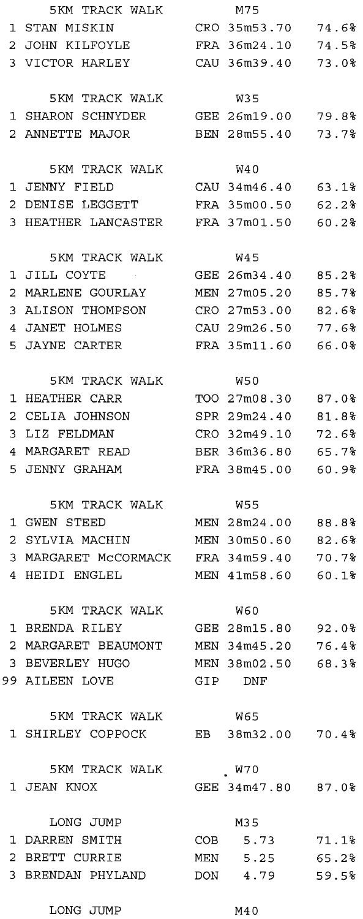### 5KM TRACK WALK — M75

| Place | Name | Club | Result | % |
|---|---|---|---|---|
| 1 | STAN MISKIN | CRO | 35m53.70 | 74.6% |
| 2 | JOHN KILFOYLE | FRA | 36m24.10 | 74.5% |
| 3 | VICTOR HARLEY | CAU | 36m39.40 | 73.0% |

### 5KM TRACK WALK — W35

| Place | Name | Club | Result | % |
|---|---|---|---|---|
| 1 | SHARON SCHNYDER | GEE | 26m19.00 | 79.8% |
| 2 | ANNETTE MAJOR | BEN | 28m55.40 | 73.7% |

### 5KM TRACK WALK — W40

| Place | Name | Club | Result | % |
|---|---|---|---|---|
| 1 | JENNY FIELD | CAU | 34m46.40 | 63.1% |
| 2 | DENISE LEGGETT | FRA | 35m00.50 | 62.2% |
| 3 | HEATHER LANCASTER | FRA | 37m01.50 | 60.2% |

### 5KM TRACK WALK — W45

| Place | Name | Club | Result | % |
|---|---|---|---|---|
| 1 | JILL COYTE | GEE | 26m34.40 | 85.2% |
| 2 | MARLENE GOURLAY | MEN | 27m05.20 | 85.7% |
| 3 | ALISON THOMPSON | CRO | 27m53.00 | 82.6% |
| 4 | JANET HOLMES | CAU | 29m26.50 | 77.6% |
| 5 | JAYNE CARTER | FRA | 35m11.60 | 66.0% |

### 5KM TRACK WALK — W50

| Place | Name | Club | Result | % |
|---|---|---|---|---|
| 1 | HEATHER CARR | TOO | 27m08.30 | 87.0% |
| 2 | CELIA JOHNSON | SPR | 29m24.40 | 81.8% |
| 3 | LIZ FELDMAN | CRO | 32m49.10 | 72.6% |
| 4 | MARGARET READ | BER | 36m36.80 | 65.7% |
| 5 | JENNY GRAHAM | FRA | 38m45.00 | 60.9% |

### 5KM TRACK WALK — W55

| Place | Name | Club | Result | % |
|---|---|---|---|---|
| 1 | GWEN STEED | MEN | 28m24.00 | 88.8% |
| 2 | SYLVIA MACHIN | MEN | 30m50.60 | 82.6% |
| 3 | MARGARET McCORMACK | FRA | 34m59.40 | 70.7% |
| 4 | HEIDI ENGLEL | MEN | 41m58.60 | 60.1% |

### 5KM TRACK WALK — W60

| Place | Name | Club | Result | % |
|---|---|---|---|---|
| 1 | BRENDA RILEY | GEE | 28m15.80 | 92.0% |
| 2 | MARGARET BEAUMONT | MEN | 34m45.20 | 76.4% |
| 3 | BEVERLEY HUGO | MEN | 38m02.50 | 68.3% |
| 99 | AILEEN LOVE | GIP | DNF | |

### 5KM TRACK WALK — W65

| Place | Name | Club | Result | % |
|---|---|---|---|---|
| 1 | SHIRLEY COPPOCK | EB | 38m32.00 | 70.4% |

### 5KM TRACK WALK — W70

| Place | Name | Club | Result | % |
|---|---|---|---|---|
| 1 | JEAN KNOX | GEE | 34m47.80 | 87.0% |

### LONG JUMP — M35

| Place | Name | Club | Result | % |
|---|---|---|---|---|
| 1 | DARREN SMITH | COB | 5.73 | 71.1% |
| 2 | BRETT CURRIE | MEN | 5.25 | 65.2% |
| 3 | BRENDAN PHYLAND | DON | 4.79 | 59.5% |

### LONG JUMP — M40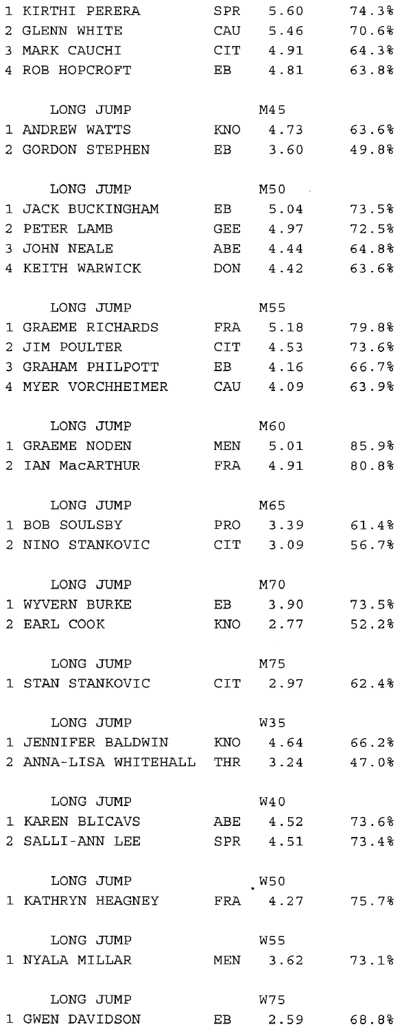| | | | | |
|---|---|---|---|---|
| 1 | KIRTHI PERERA | SPR | 5.60 | 74.3% |
| 2 | GLENN WHITE | CAU | 5.46 | 70.6% |
| 3 | MARK CAUCHI | CIT | 4.91 | 64.3% |
| 4 | ROB HOPCROFT | EB | 4.81 | 63.8% |

**LONG JUMP M45**

| | | | | |
|---|---|---|---|---|
| 1 | ANDREW WATTS | KNO | 4.73 | 63.6% |
| 2 | GORDON STEPHEN | EB | 3.60 | 49.8% |

**LONG JUMP M50**

| | | | | |
|---|---|---|---|---|
| 1 | JACK BUCKINGHAM | EB | 5.04 | 73.5% |
| 2 | PETER LAMB | GEE | 4.97 | 72.5% |
| 3 | JOHN NEALE | ABE | 4.44 | 64.8% |
| 4 | KEITH WARWICK | DON | 4.42 | 63.6% |

**LONG JUMP M55**

| | | | | |
|---|---|---|---|---|
| 1 | GRAEME RICHARDS | FRA | 5.18 | 79.8% |
| 2 | JIM POULTER | CIT | 4.53 | 73.6% |
| 3 | GRAHAM PHILPOTT | EB | 4.16 | 66.7% |
| 4 | MYER VORCHHEIMER | CAU | 4.09 | 63.9% |

**LONG JUMP M60**

| | | | | |
|---|---|---|---|---|
| 1 | GRAEME NODEN | MEN | 5.01 | 85.9% |
| 2 | IAN MacARTHUR | FRA | 4.91 | 80.8% |

**LONG JUMP M65**

| | | | | |
|---|---|---|---|---|
| 1 | BOB SOULSBY | PRO | 3.39 | 61.4% |
| 2 | NINO STANKOVIC | CIT | 3.09 | 56.7% |

**LONG JUMP M70**

| | | | | |
|---|---|---|---|---|
| 1 | WYVERN BURKE | EB | 3.90 | 73.5% |
| 2 | EARL COOK | KNO | 2.77 | 52.2% |

**LONG JUMP M75**

| | | | | |
|---|---|---|---|---|
| 1 | STAN STANKOVIC | CIT | 2.97 | 62.4% |

**LONG JUMP W35**

| | | | | |
|---|---|---|---|---|
| 1 | JENNIFER BALDWIN | KNO | 4.64 | 66.2% |
| 2 | ANNA-LISA WHITEHALL | THR | 3.24 | 47.0% |

**LONG JUMP W40**

| | | | | |
|---|---|---|---|---|
| 1 | KAREN BLICAVS | ABE | 4.52 | 73.6% |
| 2 | SALLI-ANN LEE | SPR | 4.51 | 73.4% |

**LONG JUMP W50**

| | | | | |
|---|---|---|---|---|
| 1 | KATHRYN HEAGNEY | FRA | 4.27 | 75.7% |

**LONG JUMP W55**

| | | | | |
|---|---|---|---|---|
| 1 | NYALA MILLAR | MEN | 3.62 | 73.1% |

**LONG JUMP W75**

| | | | | |
|---|---|---|---|---|
| 1 | GWEN DAVIDSON | EB | 2.59 | 68.8% |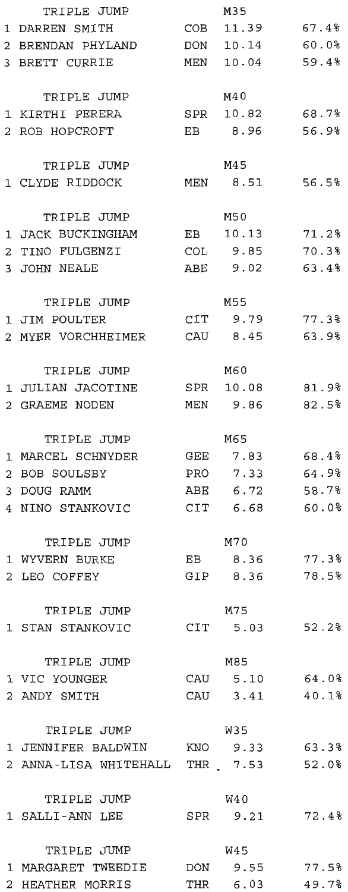### TRIPLE JUMP M35

| | Name | Club | Result | % |
|---|---|---|---|---|
| 1 | DARREN SMITH | COB | 11.39 | 67.4% |
| 2 | BRENDAN PHYLAND | DON | 10.14 | 60.0% |
| 3 | BRETT CURRIE | MEN | 10.04 | 59.4% |

### TRIPLE JUMP M40

| | Name | Club | Result | % |
|---|---|---|---|---|
| 1 | KIRTHI PERERA | SPR | 10.82 | 68.7% |
| 2 | ROB HOPCROFT | EB | 8.96 | 56.9% |

### TRIPLE JUMP M45

| | Name | Club | Result | % |
|---|---|---|---|---|
| 1 | CLYDE RIDDOCK | MEN | 8.51 | 56.5% |

### TRIPLE JUMP M50

| | Name | Club | Result | % |
|---|---|---|---|---|
| 1 | JACK BUCKINGHAM | EB | 10.13 | 71.2% |
| 2 | TINO FULGENZI | COL | 9.85 | 70.3% |
| 3 | JOHN NEALE | ABE | 9.02 | 63.4% |

### TRIPLE JUMP M55

| | Name | Club | Result | % |
|---|---|---|---|---|
| 1 | JIM POULTER | CIT | 9.79 | 77.3% |
| 2 | MYER VORCHHEIMER | CAU | 8.45 | 63.9% |

### TRIPLE JUMP M60

| | Name | Club | Result | % |
|---|---|---|---|---|
| 1 | JULIAN JACOTINE | SPR | 10.08 | 81.9% |
| 2 | GRAEME NODEN | MEN | 9.86 | 82.5% |

### TRIPLE JUMP M65

| | Name | Club | Result | % |
|---|---|---|---|---|
| 1 | MARCEL SCHNYDER | GEE | 7.83 | 68.4% |
| 2 | BOB SOULSBY | PRO | 7.33 | 64.9% |
| 3 | DOUG RAMM | ABE | 6.72 | 58.7% |
| 4 | NINO STANKOVIC | CIT | 6.68 | 60.0% |

### TRIPLE JUMP M70

| | Name | Club | Result | % |
|---|---|---|---|---|
| 1 | WYVERN BURKE | EB | 8.36 | 77.3% |
| 2 | LEO COFFEY | GIP | 8.36 | 78.5% |

### TRIPLE JUMP M75

| | Name | Club | Result | % |
|---|---|---|---|---|
| 1 | STAN STANKOVIC | CIT | 5.03 | 52.2% |

### TRIPLE JUMP M85

| | Name | Club | Result | % |
|---|---|---|---|---|
| 1 | VIC YOUNGER | CAU | 5.10 | 64.0% |
| 2 | ANDY SMITH | CAU | 3.41 | 40.1% |

### TRIPLE JUMP W35

| | Name | Club | Result | % |
|---|---|---|---|---|
| 1 | JENNIFER BALDWIN | KNO | 9.33 | 63.3% |
| 2 | ANNA-LISA WHITEHALL | THR | 7.53 | 52.0% |

### TRIPLE JUMP W40

| | Name | Club | Result | % |
|---|---|---|---|---|
| 1 | SALLI-ANN LEE | SPR | 9.21 | 72.4% |

### TRIPLE JUMP W45

| | Name | Club | Result | % |
|---|---|---|---|---|
| 1 | MARGARET TWEEDIE | DON | 9.55 | 77.5% |
| 2 | HEATHER MORRIS | THR | 6.03 | 49.7% |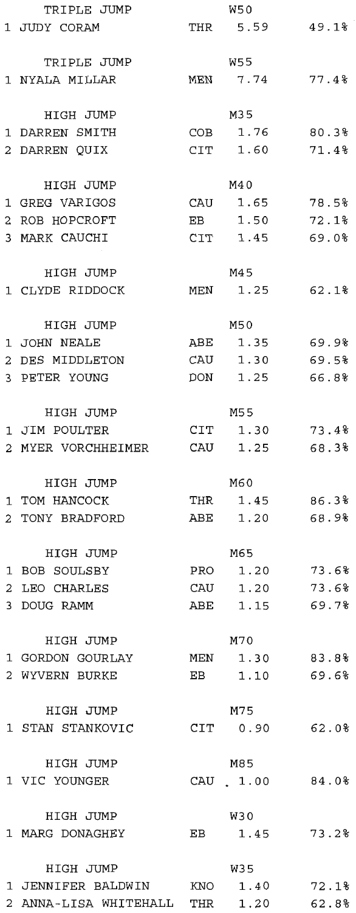**TRIPLE JUMP** W50

| Place | Name | Club | Result | Age-Graded % |
|---|---|---|---|---|
| 1 | JUDY CORAM | THR | 5.59 | 49.1% |

**TRIPLE JUMP** W55

| Place | Name | Club | Result | Age-Graded % |
|---|---|---|---|---|
| 1 | NYALA MILLAR | MEN | 7.74 | 77.4% |

**HIGH JUMP** M35

| Place | Name | Club | Result | Age-Graded % |
|---|---|---|---|---|
| 1 | DARREN SMITH | COB | 1.76 | 80.3% |
| 2 | DARREN QUIX | CIT | 1.60 | 71.4% |

**HIGH JUMP** M40

| Place | Name | Club | Result | Age-Graded % |
|---|---|---|---|---|
| 1 | GREG VARIGOS | CAU | 1.65 | 78.5% |
| 2 | ROB HOPCROFT | EB | 1.50 | 72.1% |
| 3 | MARK CAUCHI | CIT | 1.45 | 69.0% |

**HIGH JUMP** M45

| Place | Name | Club | Result | Age-Graded % |
|---|---|---|---|---|
| 1 | CLYDE RIDDOCK | MEN | 1.25 | 62.1% |

**HIGH JUMP** M50

| Place | Name | Club | Result | Age-Graded % |
|---|---|---|---|---|
| 1 | JOHN NEALE | ABE | 1.35 | 69.9% |
| 2 | DES MIDDLETON | CAU | 1.30 | 69.5% |
| 3 | PETER YOUNG | DON | 1.25 | 66.8% |

**HIGH JUMP** M55

| Place | Name | Club | Result | Age-Graded % |
|---|---|---|---|---|
| 1 | JIM POULTER | CIT | 1.30 | 73.4% |
| 2 | MYER VORCHHEIMER | CAU | 1.25 | 68.3% |

**HIGH JUMP** M60

| Place | Name | Club | Result | Age-Graded % |
|---|---|---|---|---|
| 1 | TOM HANCOCK | THR | 1.45 | 86.3% |
| 2 | TONY BRADFORD | ABE | 1.20 | 68.9% |

**HIGH JUMP** M65

| Place | Name | Club | Result | Age-Graded % |
|---|---|---|---|---|
| 1 | BOB SOULSBY | PRO | 1.20 | 73.6% |
| 2 | LEO CHARLES | CAU | 1.20 | 73.6% |
| 3 | DOUG RAMM | ABE | 1.15 | 69.7% |

**HIGH JUMP** M70

| Place | Name | Club | Result | Age-Graded % |
|---|---|---|---|---|
| 1 | GORDON GOURLAY | MEN | 1.30 | 83.8% |
| 2 | WYVERN BURKE | EB | 1.10 | 69.6% |

**HIGH JUMP** M75

| Place | Name | Club | Result | Age-Graded % |
|---|---|---|---|---|
| 1 | STAN STANKOVIC | CIT | 0.90 | 62.0% |

**HIGH JUMP** M85

| Place | Name | Club | Result | Age-Graded % |
|---|---|---|---|---|
| 1 | VIC YOUNGER | CAU | 1.00 | 84.0% |

**HIGH JUMP** W30

| Place | Name | Club | Result | Age-Graded % |
|---|---|---|---|---|
| 1 | MARG DONAGHEY | EB | 1.45 | 73.2% |

**HIGH JUMP** W35

| Place | Name | Club | Result | Age-Graded % |
|---|---|---|---|---|
| 1 | JENNIFER BALDWIN | KNO | 1.40 | 72.1% |
| 2 | ANNA-LISA WHITEHALL | THR | 1.20 | 62.8% |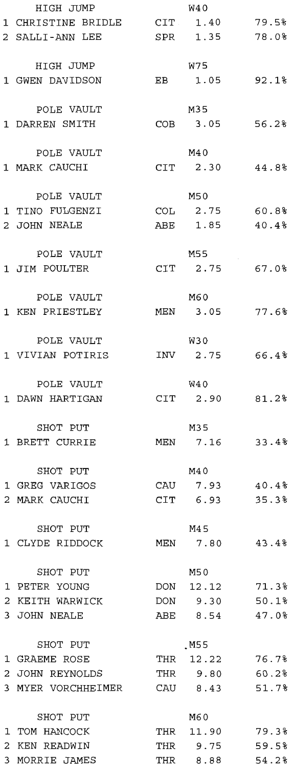HIGH JUMP W40

| | | | | |
|---|---|---|---|---|
| 1 | CHRISTINE BRIDLE | CIT | 1.40 | 79.5% |
| 2 | SALLI-ANN LEE | SPR | 1.35 | 78.0% |

HIGH JUMP W75

| | | | | |
|---|---|---|---|---|
| 1 | GWEN DAVIDSON | EB | 1.05 | 92.1% |

POLE VAULT M35

| | | | | |
|---|---|---|---|---|
| 1 | DARREN SMITH | COB | 3.05 | 56.2% |

POLE VAULT M40

| | | | | |
|---|---|---|---|---|
| 1 | MARK CAUCHI | CIT | 2.30 | 44.8% |

POLE VAULT M50

| | | | | |
|---|---|---|---|---|
| 1 | TINO FULGENZI | COL | 2.75 | 60.8% |
| 2 | JOHN NEALE | ABE | 1.85 | 40.4% |

POLE VAULT M55

| | | | | |
|---|---|---|---|---|
| 1 | JIM POULTER | CIT | 2.75 | 67.0% |

POLE VAULT M60

| | | | | |
|---|---|---|---|---|
| 1 | KEN PRIESTLEY | MEN | 3.05 | 77.6% |

POLE VAULT W30

| | | | | |
|---|---|---|---|---|
| 1 | VIVIAN POTIRIS | INV | 2.75 | 66.4% |

POLE VAULT W40

| | | | | |
|---|---|---|---|---|
| 1 | DAWN HARTIGAN | CIT | 2.90 | 81.2% |

SHOT PUT M35

| | | | | |
|---|---|---|---|---|
| 1 | BRETT CURRIE | MEN | 7.16 | 33.4% |

SHOT PUT M40

| | | | | |
|---|---|---|---|---|
| 1 | GREG VARIGOS | CAU | 7.93 | 40.4% |
| 2 | MARK CAUCHI | CIT | 6.93 | 35.3% |

SHOT PUT M45

| | | | | |
|---|---|---|---|---|
| 1 | CLYDE RIDDOCK | MEN | 7.80 | 43.4% |

SHOT PUT M50

| | | | | |
|---|---|---|---|---|
| 1 | PETER YOUNG | DON | 12.12 | 71.3% |
| 2 | KEITH WARWICK | DON | 9.30 | 50.1% |
| 3 | JOHN NEALE | ABE | 8.54 | 47.0% |

SHOT PUT M55

| | | | | |
|---|---|---|---|---|
| 1 | GRAEME ROSE | THR | 12.22 | 76.7% |
| 2 | JOHN REYNOLDS | THR | 9.80 | 60.2% |
| 3 | MYER VORCHHEIMER | CAU | 8.43 | 51.7% |

SHOT PUT M60

| | | | | |
|---|---|---|---|---|
| 1 | TOM HANCOCK | THR | 11.90 | 79.3% |
| 2 | KEN READWIN | THR | 9.75 | 59.5% |
| 3 | MORRIE JAMES | THR | 8.88 | 54.2% |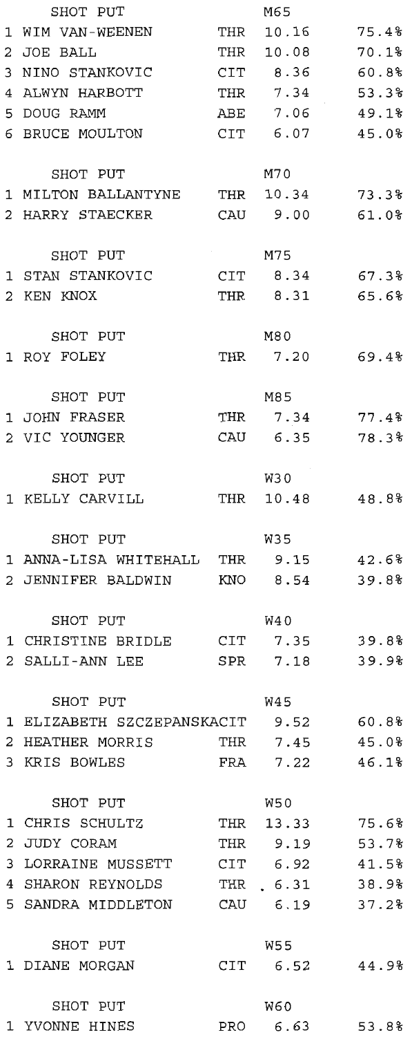## SHOT PUT M65

| | Name | Club | Mark | % |
|---|---|---|---|---|
| 1 | WIM VAN-WEENEN | THR | 10.16 | 75.4% |
| 2 | JOE BALL | THR | 10.08 | 70.1% |
| 3 | NINO STANKOVIC | CIT | 8.36 | 60.8% |
| 4 | ALWYN HARBOTT | THR | 7.34 | 53.3% |
| 5 | DOUG RAMM | ABE | 7.06 | 49.1% |
| 6 | BRUCE MOULTON | CIT | 6.07 | 45.0% |

## SHOT PUT M70

| | Name | Club | Mark | % |
|---|---|---|---|---|
| 1 | MILTON BALLANTYNE | THR | 10.34 | 73.3% |
| 2 | HARRY STAECKER | CAU | 9.00 | 61.0% |

## SHOT PUT M75

| | Name | Club | Mark | % |
|---|---|---|---|---|
| 1 | STAN STANKOVIC | CIT | 8.34 | 67.3% |
| 2 | KEN KNOX | THR | 8.31 | 65.6% |

## SHOT PUT M80

| | Name | Club | Mark | % |
|---|---|---|---|---|
| 1 | ROY FOLEY | THR | 7.20 | 69.4% |

## SHOT PUT M85

| | Name | Club | Mark | % |
|---|---|---|---|---|
| 1 | JOHN FRASER | THR | 7.34 | 77.4% |
| 2 | VIC YOUNGER | CAU | 6.35 | 78.3% |

## SHOT PUT W30

| | Name | Club | Mark | % |
|---|---|---|---|---|
| 1 | KELLY CARVILL | THR | 10.48 | 48.8% |

## SHOT PUT W35

| | Name | Club | Mark | % |
|---|---|---|---|---|
| 1 | ANNA-LISA WHITEHALL | THR | 9.15 | 42.6% |
| 2 | JENNIFER BALDWIN | KNO | 8.54 | 39.8% |

## SHOT PUT W40

| | Name | Club | Mark | % |
|---|---|---|---|---|
| 1 | CHRISTINE BRIDLE | CIT | 7.35 | 39.8% |
| 2 | SALLI-ANN LEE | SPR | 7.18 | 39.9% |

## SHOT PUT W45

| | Name | Club | Mark | % |
|---|---|---|---|---|
| 1 | ELIZABETH SZCZEPANSKA | CIT | 9.52 | 60.8% |
| 2 | HEATHER MORRIS | THR | 7.45 | 45.0% |
| 3 | KRIS BOWLES | FRA | 7.22 | 46.1% |

## SHOT PUT W50

| | Name | Club | Mark | % |
|---|---|---|---|---|
| 1 | CHRIS SCHULTZ | THR | 13.33 | 75.6% |
| 2 | JUDY CORAM | THR | 9.19 | 53.7% |
| 3 | LORRAINE MUSSETT | CIT | 6.92 | 41.5% |
| 4 | SHARON REYNOLDS | THR | 6.31 | 38.9% |
| 5 | SANDRA MIDDLETON | CAU | 6.19 | 37.2% |

## SHOT PUT W55

| | Name | Club | Mark | % |
|---|---|---|---|---|
| 1 | DIANE MORGAN | CIT | 6.52 | 44.9% |

## SHOT PUT W60

| | Name | Club | Mark | % |
|---|---|---|---|---|
| 1 | YVONNE HINES | PRO | 6.63 | 53.8% |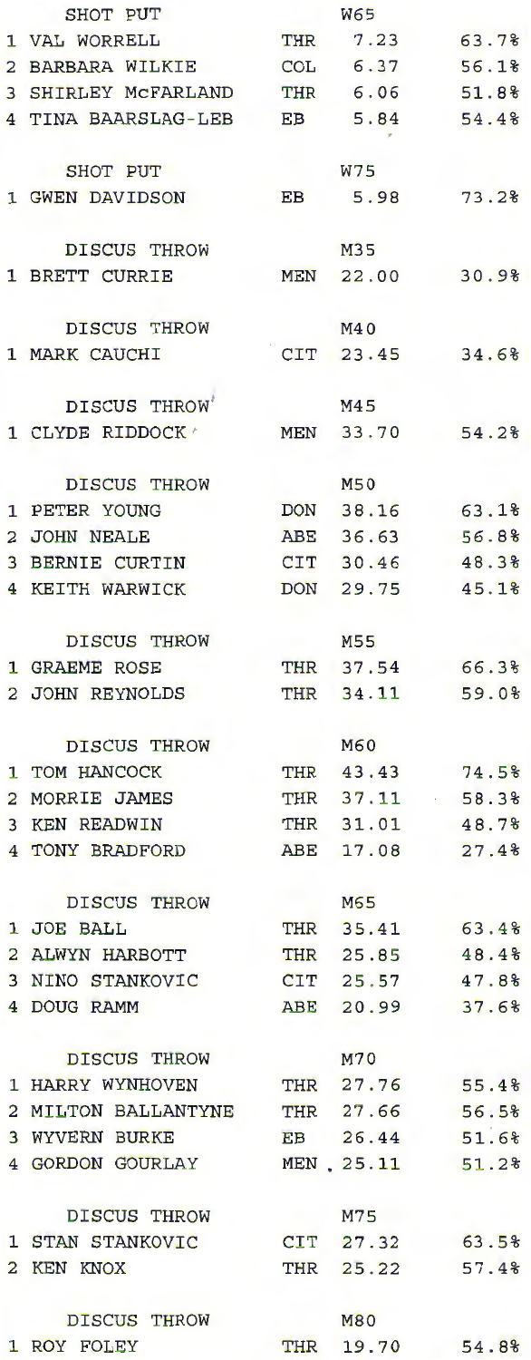## SHOT PUT — W65

| | | | | |
|---|---|---|---|---|
| 1 | VAL WORRELL | THR | 7.23 | 63.7% |
| 2 | BARBARA WILKIE | COL | 6.37 | 56.1% |
| 3 | SHIRLEY McFARLAND | THR | 6.06 | 51.8% |
| 4 | TINA BAARSLAG-LEB | EB | 5.84 | 54.4% |

## SHOT PUT — W75

| | | | | |
|---|---|---|---|---|
| 1 | GWEN DAVIDSON | EB | 5.98 | 73.2% |

## DISCUS THROW — M35

| | | | | |
|---|---|---|---|---|
| 1 | BRETT CURRIE | MEN | 22.00 | 30.9% |

## DISCUS THROW — M40

| | | | | |
|---|---|---|---|---|
| 1 | MARK CAUCHI | CIT | 23.45 | 34.6% |

## DISCUS THROW — M45

| | | | | |
|---|---|---|---|---|
| 1 | CLYDE RIDDOCK | MEN | 33.70 | 54.2% |

## DISCUS THROW — M50

| | | | | |
|---|---|---|---|---|
| 1 | PETER YOUNG | DON | 38.16 | 63.1% |
| 2 | JOHN NEALE | ABE | 36.63 | 56.8% |
| 3 | BERNIE CURTIN | CIT | 30.46 | 48.3% |
| 4 | KEITH WARWICK | DON | 29.75 | 45.1% |

## DISCUS THROW — M55

| | | | | |
|---|---|---|---|---|
| 1 | GRAEME ROSE | THR | 37.54 | 66.3% |
| 2 | JOHN REYNOLDS | THR | 34.11 | 59.0% |

## DISCUS THROW — M60

| | | | | |
|---|---|---|---|---|
| 1 | TOM HANCOCK | THR | 43.43 | 74.5% |
| 2 | MORRIE JAMES | THR | 37.11 | 58.3% |
| 3 | KEN READWIN | THR | 31.01 | 48.7% |
| 4 | TONY BRADFORD | ABE | 17.08 | 27.4% |

## DISCUS THROW — M65

| | | | | |
|---|---|---|---|---|
| 1 | JOE BALL | THR | 35.41 | 63.4% |
| 2 | ALWYN HARBOTT | THR | 25.85 | 48.4% |
| 3 | NINO STANKOVIC | CIT | 25.57 | 47.8% |
| 4 | DOUG RAMM | ABE | 20.99 | 37.6% |

## DISCUS THROW — M70

| | | | | |
|---|---|---|---|---|
| 1 | HARRY WYNHOVEN | THR | 27.76 | 55.4% |
| 2 | MILTON BALLANTYNE | THR | 27.66 | 56.5% |
| 3 | WYVERN BURKE | EB | 26.44 | 51.6% |
| 4 | GORDON GOURLAY | MEN | 25.11 | 51.2% |

## DISCUS THROW — M75

| | | | | |
|---|---|---|---|---|
| 1 | STAN STANKOVIC | CIT | 27.32 | 63.5% |
| 2 | KEN KNOX | THR | 25.22 | 57.4% |

## DISCUS THROW — M80

| | | | | |
|---|---|---|---|---|
| 1 | ROY FOLEY | THR | 19.70 | 54.8% |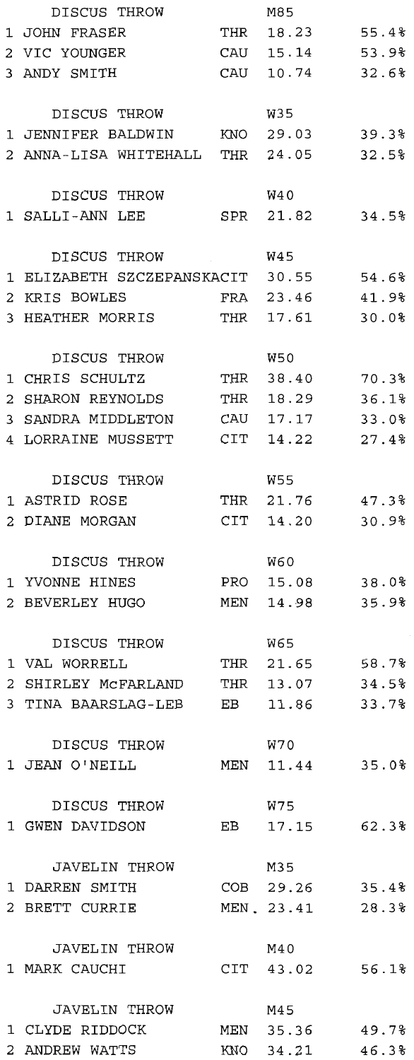DISCUS THROW M85

| | | | | |
|---|---|---|---|---|
| 1 | JOHN FRASER | THR | 18.23 | 55.4% |
| 2 | VIC YOUNGER | CAU | 15.14 | 53.9% |
| 3 | ANDY SMITH | CAU | 10.74 | 32.6% |

DISCUS THROW W35

| | | | | |
|---|---|---|---|---|
| 1 | JENNIFER BALDWIN | KNO | 29.03 | 39.3% |
| 2 | ANNA-LISA WHITEHALL | THR | 24.05 | 32.5% |

DISCUS THROW W40

| | | | | |
|---|---|---|---|---|
| 1 | SALLI-ANN LEE | SPR | 21.82 | 34.5% |

DISCUS THROW W45

| | | | | |
|---|---|---|---|---|
| 1 | ELIZABETH SZCZEPANSKA | CIT | 30.55 | 54.6% |
| 2 | KRIS BOWLES | FRA | 23.46 | 41.9% |
| 3 | HEATHER MORRIS | THR | 17.61 | 30.0% |

DISCUS THROW W50

| | | | | |
|---|---|---|---|---|
| 1 | CHRIS SCHULTZ | THR | 38.40 | 70.3% |
| 2 | SHARON REYNOLDS | THR | 18.29 | 36.1% |
| 3 | SANDRA MIDDLETON | CAU | 17.17 | 33.0% |
| 4 | LORRAINE MUSSETT | CIT | 14.22 | 27.4% |

DISCUS THROW W55

| | | | | |
|---|---|---|---|---|
| 1 | ASTRID ROSE | THR | 21.76 | 47.3% |
| 2 | DIANE MORGAN | CIT | 14.20 | 30.9% |

DISCUS THROW W60

| | | | | |
|---|---|---|---|---|
| 1 | YVONNE HINES | PRO | 15.08 | 38.0% |
| 2 | BEVERLEY HUGO | MEN | 14.98 | 35.9% |

DISCUS THROW W65

| | | | | |
|---|---|---|---|---|
| 1 | VAL WORRELL | THR | 21.65 | 58.7% |
| 2 | SHIRLEY McFARLAND | THR | 13.07 | 34.5% |
| 3 | TINA BAARSLAG-LEB | EB | 11.86 | 33.7% |

DISCUS THROW W70

| | | | | |
|---|---|---|---|---|
| 1 | JEAN O'NEILL | MEN | 11.44 | 35.0% |

DISCUS THROW W75

| | | | | |
|---|---|---|---|---|
| 1 | GWEN DAVIDSON | EB | 17.15 | 62.3% |

JAVELIN THROW M35

| | | | | |
|---|---|---|---|---|
| 1 | DARREN SMITH | COB | 29.26 | 35.4% |
| 2 | BRETT CURRIE | MEN | 23.41 | 28.3% |

JAVELIN THROW M40

| | | | | |
|---|---|---|---|---|
| 1 | MARK CAUCHI | CIT | 43.02 | 56.1% |

JAVELIN THROW M45

| | | | | |
|---|---|---|---|---|
| 1 | CLYDE RIDDOCK | MEN | 35.36 | 49.7% |
| 2 | ANDREW WATTS | KNO | 34.21 | 46.3% |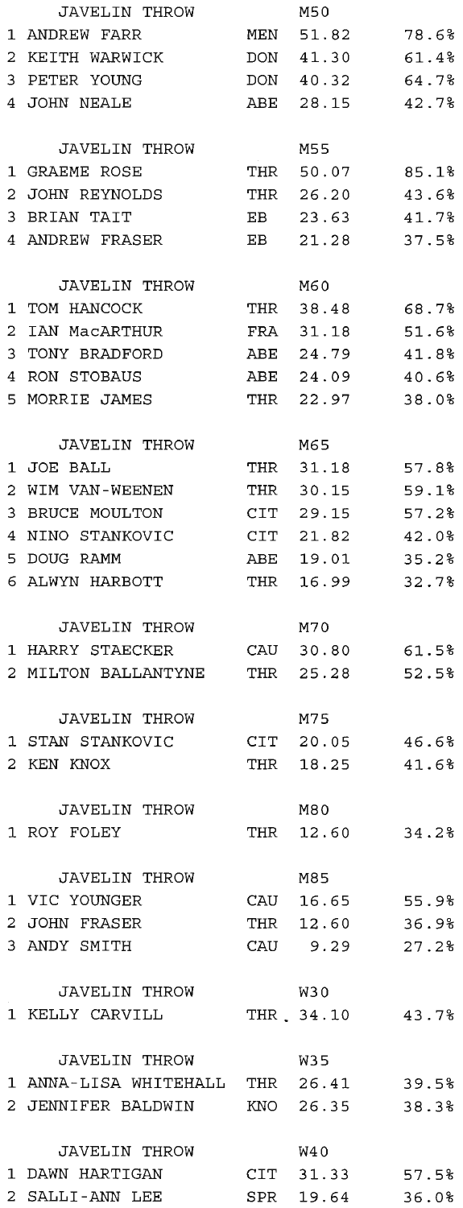### JAVELIN THROW — M50

| | Name | Club | Result | % |
|---|---|---|---|---|
| 1 | ANDREW FARR | MEN | 51.82 | 78.6% |
| 2 | KEITH WARWICK | DON | 41.30 | 61.4% |
| 3 | PETER YOUNG | DON | 40.32 | 64.7% |
| 4 | JOHN NEALE | ABE | 28.15 | 42.7% |

### JAVELIN THROW — M55

| | Name | Club | Result | % |
|---|---|---|---|---|
| 1 | GRAEME ROSE | THR | 50.07 | 85.1% |
| 2 | JOHN REYNOLDS | THR | 26.20 | 43.6% |
| 3 | BRIAN TAIT | EB | 23.63 | 41.7% |
| 4 | ANDREW FRASER | EB | 21.28 | 37.5% |

### JAVELIN THROW — M60

| | Name | Club | Result | % |
|---|---|---|---|---|
| 1 | TOM HANCOCK | THR | 38.48 | 68.7% |
| 2 | IAN MacARTHUR | FRA | 31.18 | 51.6% |
| 3 | TONY BRADFORD | ABE | 24.79 | 41.8% |
| 4 | RON STOBAUS | ABE | 24.09 | 40.6% |
| 5 | MORRIE JAMES | THR | 22.97 | 38.0% |

### JAVELIN THROW — M65

| | Name | Club | Result | % |
|---|---|---|---|---|
| 1 | JOE BALL | THR | 31.18 | 57.8% |
| 2 | WIM VAN-WEENEN | THR | 30.15 | 59.1% |
| 3 | BRUCE MOULTON | CIT | 29.15 | 57.2% |
| 4 | NINO STANKOVIC | CIT | 21.82 | 42.0% |
| 5 | DOUG RAMM | ABE | 19.01 | 35.2% |
| 6 | ALWYN HARBOTT | THR | 16.99 | 32.7% |

### JAVELIN THROW — M70

| | Name | Club | Result | % |
|---|---|---|---|---|
| 1 | HARRY STAECKER | CAU | 30.80 | 61.5% |
| 2 | MILTON BALLANTYNE | THR | 25.28 | 52.5% |

### JAVELIN THROW — M75

| | Name | Club | Result | % |
|---|---|---|---|---|
| 1 | STAN STANKOVIC | CIT | 20.05 | 46.6% |
| 2 | KEN KNOX | THR | 18.25 | 41.6% |

### JAVELIN THROW — M80

| | Name | Club | Result | % |
|---|---|---|---|---|
| 1 | ROY FOLEY | THR | 12.60 | 34.2% |

### JAVELIN THROW — M85

| | Name | Club | Result | % |
|---|---|---|---|---|
| 1 | VIC YOUNGER | CAU | 16.65 | 55.9% |
| 2 | JOHN FRASER | THR | 12.60 | 36.9% |
| 3 | ANDY SMITH | CAU | 9.29 | 27.2% |

### JAVELIN THROW — W30

| | Name | Club | Result | % |
|---|---|---|---|---|
| 1 | KELLY CARVILL | THR | 34.10 | 43.7% |

### JAVELIN THROW — W35

| | Name | Club | Result | % |
|---|---|---|---|---|
| 1 | ANNA-LISA WHITEHALL | THR | 26.41 | 39.5% |
| 2 | JENNIFER BALDWIN | KNO | 26.35 | 38.3% |

### JAVELIN THROW — W40

| | Name | Club | Result | % |
|---|---|---|---|---|
| 1 | DAWN HARTIGAN | CIT | 31.33 | 57.5% |
| 2 | SALLI-ANN LEE | SPR | 19.64 | 36.0% |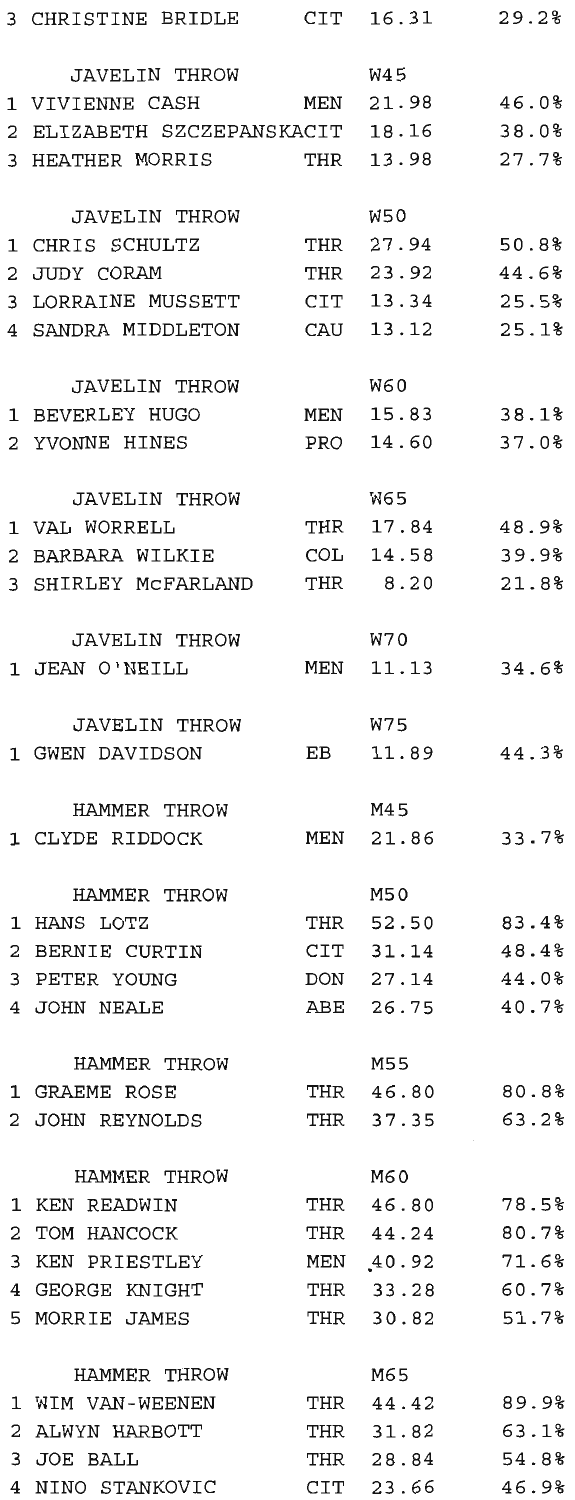| | | | | |
|---|---|---|---|---|
| 3 | CHRISTINE BRIDLE | CIT | 16.31 | 29.2% |

**JAVELIN THROW W45**

| Place | Name | Club | Result | % |
|---|---|---|---|---|
| 1 | VIVIENNE CASH | MEN | 21.98 | 46.0% |
| 2 | ELIZABETH SZCZEPANSKA | CIT | 18.16 | 38.0% |
| 3 | HEATHER MORRIS | THR | 13.98 | 27.7% |

**JAVELIN THROW W50**

| Place | Name | Club | Result | % |
|---|---|---|---|---|
| 1 | CHRIS SCHULTZ | THR | 27.94 | 50.8% |
| 2 | JUDY CORAM | THR | 23.92 | 44.6% |
| 3 | LORRAINE MUSSETT | CIT | 13.34 | 25.5% |
| 4 | SANDRA MIDDLETON | CAU | 13.12 | 25.1% |

**JAVELIN THROW W60**

| Place | Name | Club | Result | % |
|---|---|---|---|---|
| 1 | BEVERLEY HUGO | MEN | 15.83 | 38.1% |
| 2 | YVONNE HINES | PRO | 14.60 | 37.0% |

**JAVELIN THROW W65**

| Place | Name | Club | Result | % |
|---|---|---|---|---|
| 1 | VAL WORRELL | THR | 17.84 | 48.9% |
| 2 | BARBARA WILKIE | COL | 14.58 | 39.9% |
| 3 | SHIRLEY McFARLAND | THR | 8.20 | 21.8% |

**JAVELIN THROW W70**

| Place | Name | Club | Result | % |
|---|---|---|---|---|
| 1 | JEAN O'NEILL | MEN | 11.13 | 34.6% |

**JAVELIN THROW W75**

| Place | Name | Club | Result | % |
|---|---|---|---|---|
| 1 | GWEN DAVIDSON | EB | 11.89 | 44.3% |

**HAMMER THROW M45**

| Place | Name | Club | Result | % |
|---|---|---|---|---|
| 1 | CLYDE RIDDOCK | MEN | 21.86 | 33.7% |

**HAMMER THROW M50**

| Place | Name | Club | Result | % |
|---|---|---|---|---|
| 1 | HANS LOTZ | THR | 52.50 | 83.4% |
| 2 | BERNIE CURTIN | CIT | 31.14 | 48.4% |
| 3 | PETER YOUNG | DON | 27.14 | 44.0% |
| 4 | JOHN NEALE | ABE | 26.75 | 40.7% |

**HAMMER THROW M55**

| Place | Name | Club | Result | % |
|---|---|---|---|---|
| 1 | GRAEME ROSE | THR | 46.80 | 80.8% |
| 2 | JOHN REYNOLDS | THR | 37.35 | 63.2% |

**HAMMER THROW M60**

| Place | Name | Club | Result | % |
|---|---|---|---|---|
| 1 | KEN READWIN | THR | 46.80 | 78.5% |
| 2 | TOM HANCOCK | THR | 44.24 | 80.7% |
| 3 | KEN PRIESTLEY | MEN | 40.92 | 71.6% |
| 4 | GEORGE KNIGHT | THR | 33.28 | 60.7% |
| 5 | MORRIE JAMES | THR | 30.82 | 51.7% |

**HAMMER THROW M65**

| Place | Name | Club | Result | % |
|---|---|---|---|---|
| 1 | WIM VAN-WEENEN | THR | 44.42 | 89.9% |
| 2 | ALWYN HARBOTT | THR | 31.82 | 63.1% |
| 3 | JOE BALL | THR | 28.84 | 54.8% |
| 4 | NINO STANKOVIC | CIT | 23.66 | 46.9% |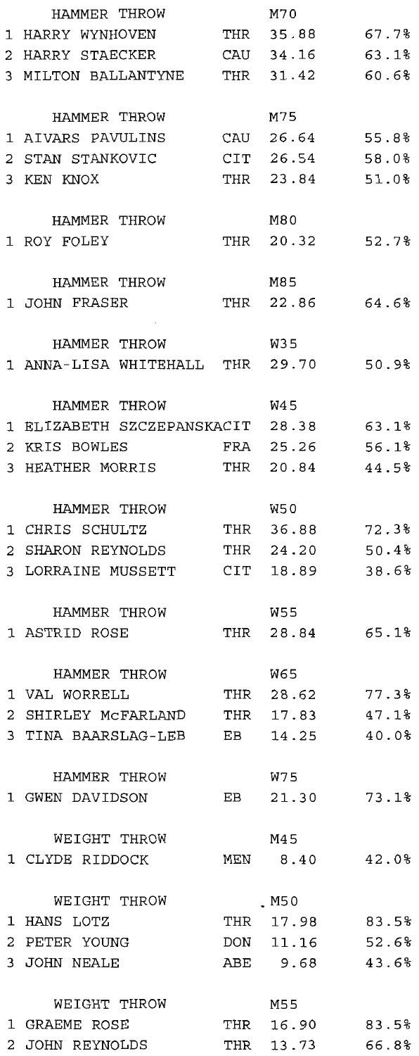**HAMMER THROW M70**

| | | | | |
|---|---|---|---|---|
| 1 | HARRY WYNHOVEN | THR | 35.88 | 67.7% |
| 2 | HARRY STAECKER | CAU | 34.16 | 63.1% |
| 3 | MILTON BALLANTYNE | THR | 31.42 | 60.6% |

**HAMMER THROW M75**

| | | | | |
|---|---|---|---|---|
| 1 | AIVARS PAVULINS | CAU | 26.64 | 55.8% |
| 2 | STAN STANKOVIC | CIT | 26.54 | 58.0% |
| 3 | KEN KNOX | THR | 23.84 | 51.0% |

**HAMMER THROW M80**

| | | | | |
|---|---|---|---|---|
| 1 | ROY FOLEY | THR | 20.32 | 52.7% |

**HAMMER THROW M85**

| | | | | |
|---|---|---|---|---|
| 1 | JOHN FRASER | THR | 22.86 | 64.6% |

**HAMMER THROW W35**

| | | | | |
|---|---|---|---|---|
| 1 | ANNA-LISA WHITEHALL | THR | 29.70 | 50.9% |

**HAMMER THROW W45**

| | | | | |
|---|---|---|---|---|
| 1 | ELIZABETH SZCZEPANSKA | CIT | 28.38 | 63.1% |
| 2 | KRIS BOWLES | FRA | 25.26 | 56.1% |
| 3 | HEATHER MORRIS | THR | 20.84 | 44.5% |

**HAMMER THROW W50**

| | | | | |
|---|---|---|---|---|
| 1 | CHRIS SCHULTZ | THR | 36.88 | 72.3% |
| 2 | SHARON REYNOLDS | THR | 24.20 | 50.4% |
| 3 | LORRAINE MUSSETT | CIT | 18.89 | 38.6% |

**HAMMER THROW W55**

| | | | | |
|---|---|---|---|---|
| 1 | ASTRID ROSE | THR | 28.84 | 65.1% |

**HAMMER THROW W65**

| | | | | |
|---|---|---|---|---|
| 1 | VAL WORRELL | THR | 28.62 | 77.3% |
| 2 | SHIRLEY McFARLAND | THR | 17.83 | 47.1% |
| 3 | TINA BAARSLAG-LEB | EB | 14.25 | 40.0% |

**HAMMER THROW W75**

| | | | | |
|---|---|---|---|---|
| 1 | GWEN DAVIDSON | EB | 21.30 | 73.1% |

**WEIGHT THROW M45**

| | | | | |
|---|---|---|---|---|
| 1 | CLYDE RIDDOCK | MEN | 8.40 | 42.0% |

**WEIGHT THROW M50**

| | | | | |
|---|---|---|---|---|
| 1 | HANS LOTZ | THR | 17.98 | 83.5% |
| 2 | PETER YOUNG | DON | 11.16 | 52.6% |
| 3 | JOHN NEALE | ABE | 9.68 | 43.6% |

**WEIGHT THROW M55**

| | | | | |
|---|---|---|---|---|
| 1 | GRAEME ROSE | THR | 16.90 | 83.5% |
| 2 | JOHN REYNOLDS | THR | 13.73 | 66.8% |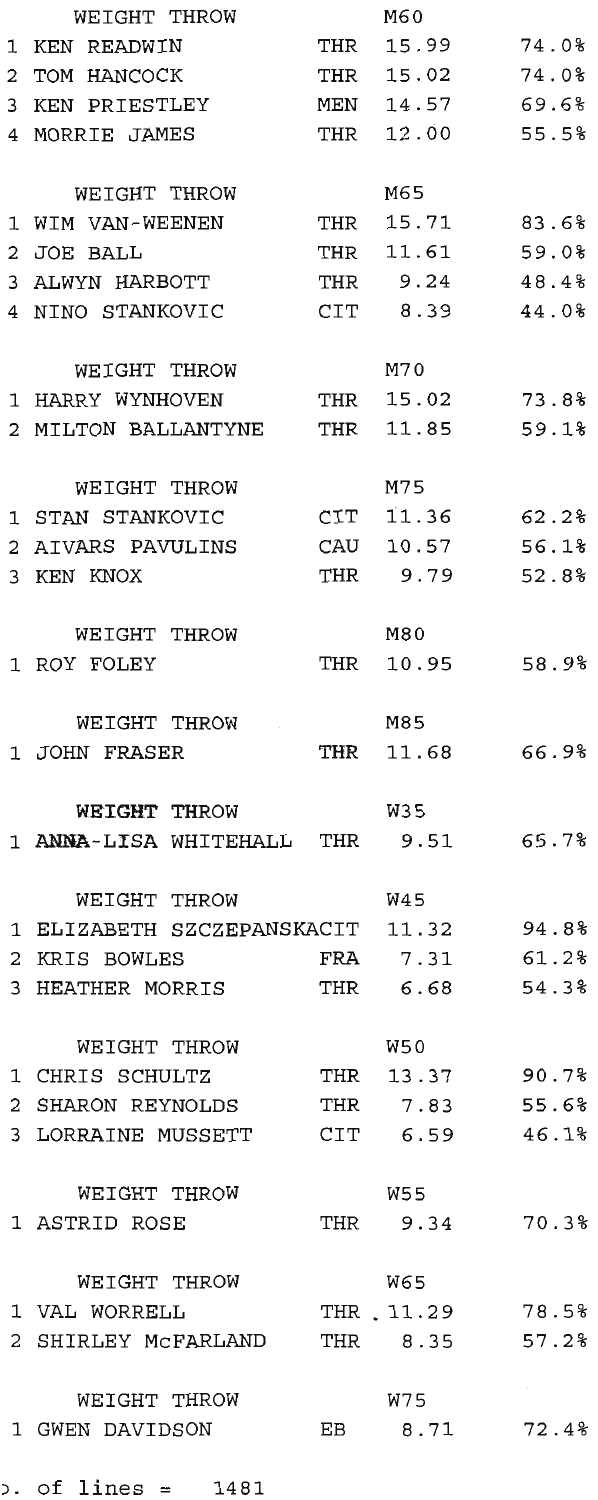WEIGHT THROW M60

| | | | | |
|---|---|---|---|---|
| 1 | KEN READWIN | THR | 15.99 | 74.0% |
| 2 | TOM HANCOCK | THR | 15.02 | 74.0% |
| 3 | KEN PRIESTLEY | MEN | 14.57 | 69.6% |
| 4 | MORRIE JAMES | THR | 12.00 | 55.5% |

WEIGHT THROW M65

| | | | | |
|---|---|---|---|---|
| 1 | WIM VAN-WEENEN | THR | 15.71 | 83.6% |
| 2 | JOE BALL | THR | 11.61 | 59.0% |
| 3 | ALWYN HARBOTT | THR | 9.24 | 48.4% |
| 4 | NINO STANKOVIC | CIT | 8.39 | 44.0% |

WEIGHT THROW M70

| | | | | |
|---|---|---|---|---|
| 1 | HARRY WYNHOVEN | THR | 15.02 | 73.8% |
| 2 | MILTON BALLANTYNE | THR | 11.85 | 59.1% |

WEIGHT THROW M75

| | | | | |
|---|---|---|---|---|
| 1 | STAN STANKOVIC | CIT | 11.36 | 62.2% |
| 2 | AIVARS PAVULINS | CAU | 10.57 | 56.1% |
| 3 | KEN KNOX | THR | 9.79 | 52.8% |

WEIGHT THROW M80

| | | | | |
|---|---|---|---|---|
| 1 | ROY FOLEY | THR | 10.95 | 58.9% |

WEIGHT THROW M85

| | | | | |
|---|---|---|---|---|
| 1 | JOHN FRASER | THR | 11.68 | 66.9% |

WEIGHT THROW W35

| | | | | |
|---|---|---|---|---|
| 1 | ANNA-LISA WHITEHALL | THR | 9.51 | 65.7% |

WEIGHT THROW W45

| | | | | |
|---|---|---|---|---|
| 1 | ELIZABETH SZCZEPANSKA | CIT | 11.32 | 94.8% |
| 2 | KRIS BOWLES | FRA | 7.31 | 61.2% |
| 3 | HEATHER MORRIS | THR | 6.68 | 54.3% |

WEIGHT THROW W50

| | | | | |
|---|---|---|---|---|
| 1 | CHRIS SCHULTZ | THR | 13.37 | 90.7% |
| 2 | SHARON REYNOLDS | THR | 7.83 | 55.6% |
| 3 | LORRAINE MUSSETT | CIT | 6.59 | 46.1% |

WEIGHT THROW W55

| | | | | |
|---|---|---|---|---|
| 1 | ASTRID ROSE | THR | 9.34 | 70.3% |

WEIGHT THROW W65

| | | | | |
|---|---|---|---|---|
| 1 | VAL WORRELL | THR | 11.29 | 78.5% |
| 2 | SHIRLEY McFARLAND | THR | 8.35 | 57.2% |

WEIGHT THROW W75

| | | | | |
|---|---|---|---|---|
| 1 | GWEN DAVIDSON | EB | 8.71 | 72.4% |

o. of lines = 1481